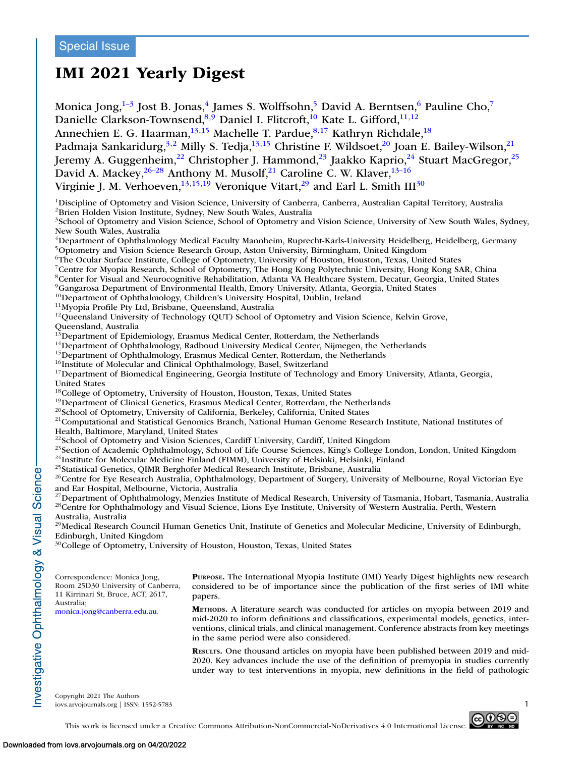Special Issue

# IMI 2021 Yearly Digest

Monica Jong,[1–3] Jost B. Jonas,[4] James S. Wolffsohn,[5] David A. Berntsen,[6] Pauline Cho,[7] Danielle Clarkson-Townsend,[8,9] Daniel I. Flitcroft,[10] Kate L. Gifford,[11,12] Annechien E. G. Haarman,[13,15] Machelle T. Pardue,[8,17] Kathryn Richdale,[18] Padmaja Sankaridurg,[3,2] Milly S. Tedja,[13,15] Christine F. Wildsoet,[20] Joan E. Bailey-Wilson,[21] Jeremy A. Guggenheim,[22] Christopher J. Hammond,[23] Jaakko Kaprio,[24] Stuart MacGregor,[25] David A. Mackey,[26–28] Anthony M. Musolf,[21] Caroline C. W. Klaver,[13–16] Virginie J. M. Verhoeven,[13,15,19] Veronique Vitart,[29] and Earl L. Smith III[30]

[1]Discipline of Optometry and Vision Science, University of Canberra, Canberra, Australian Capital Territory, Australia
[2]Brien Holden Vision Institute, Sydney, New South Wales, Australia
[3]School of Optometry and Vision Science, School of Optometry and Vision Science, University of New South Wales, Sydney, New South Wales, Australia
[4]Department of Ophthalmology Medical Faculty Mannheim, Ruprecht-Karls-University Heidelberg, Heidelberg, Germany
[5]Optometry and Vision Science Research Group, Aston University, Birmingham, United Kingdom
[6]The Ocular Surface Institute, College of Optometry, University of Houston, Houston, Texas, United States
[7]Centre for Myopia Research, School of Optometry, The Hong Kong Polytechnic University, Hong Kong SAR, China
[8]Center for Visual and Neurocognitive Rehabilitation, Atlanta VA Healthcare System, Decatur, Georgia, United States
[9]Gangarosa Department of Environmental Health, Emory University, Atlanta, Georgia, United States
[10]Department of Ophthalmology, Children's University Hospital, Dublin, Ireland
[11]Myopia Profile Pty Ltd, Brisbane, Queensland, Australia
[12]Queensland University of Technology (QUT) School of Optometry and Vision Science, Kelvin Grove, Queensland, Australia
[13]Department of Epidemiology, Erasmus Medical Center, Rotterdam, the Netherlands
[14]Department of Ophthalmology, Radboud University Medical Center, Nijmegen, the Netherlands
[15]Department of Ophthalmology, Erasmus Medical Center, Rotterdam, the Netherlands
[16]Institute of Molecular and Clinical Ophthalmology, Basel, Switzerland
[17]Department of Biomedical Engineering, Georgia Institute of Technology and Emory University, Atlanta, Georgia, United States
[18]College of Optometry, University of Houston, Houston, Texas, United States
[19]Department of Clinical Genetics, Erasmus Medical Center, Rotterdam, the Netherlands
[20]School of Optometry, University of California, Berkeley, California, United States
[21]Computational and Statistical Genomics Branch, National Human Genome Research Institute, National Institutes of Health, Baltimore, Maryland, United States
[22]School of Optometry and Vision Sciences, Cardiff University, Cardiff, United Kingdom
[23]Section of Academic Ophthalmology, School of Life Course Sciences, King's College London, London, United Kingdom
[24]Institute for Molecular Medicine Finland (FIMM), University of Helsinki, Helsinki, Finland
[25]Statistical Genetics, QIMR Berghofer Medical Research Institute, Brisbane, Australia
[26]Centre for Eye Research Australia, Ophthalmology, Department of Surgery, University of Melbourne, Royal Victorian Eye and Ear Hospital, Melbourne, Victoria, Australia
[27]Department of Ophthalmology, Menzies Institute of Medical Research, University of Tasmania, Hobart, Tasmania, Australia
[28]Centre for Ophthalmology and Visual Science, Lions Eye Institute, University of Western Australia, Perth, Western Australia, Australia
[29]Medical Research Council Human Genetics Unit, Institute of Genetics and Molecular Medicine, University of Edinburgh, Edinburgh, United Kingdom
[30]College of Optometry, University of Houston, Houston, Texas, United States

Correspondence: Monica Jong, Room 25D30 University of Canberra, 11 Kirrinari St, Bruce, ACT, 2617, Australia; monica.jong@canberra.edu.au.

**Purpose.** The International Myopia Institute (IMI) Yearly Digest highlights new research considered to be of importance since the publication of the first series of IMI white papers.

**Methods.** A literature search was conducted for articles on myopia between 2019 and mid-2020 to inform definitions and classifications, experimental models, genetics, interventions, clinical trials, and clinical management. Conference abstracts from key meetings in the same period were also considered.

**Results.** One thousand articles on myopia have been published between 2019 and mid-2020. Key advances include the use of the definition of premyopia in studies currently under way to test interventions in myopia, new definitions in the field of pathologic

Copyright 2021 The Authors

This work is licensed under a Creative Commons Attribution-NonCommercial-NoDerivatives 4.0 International License.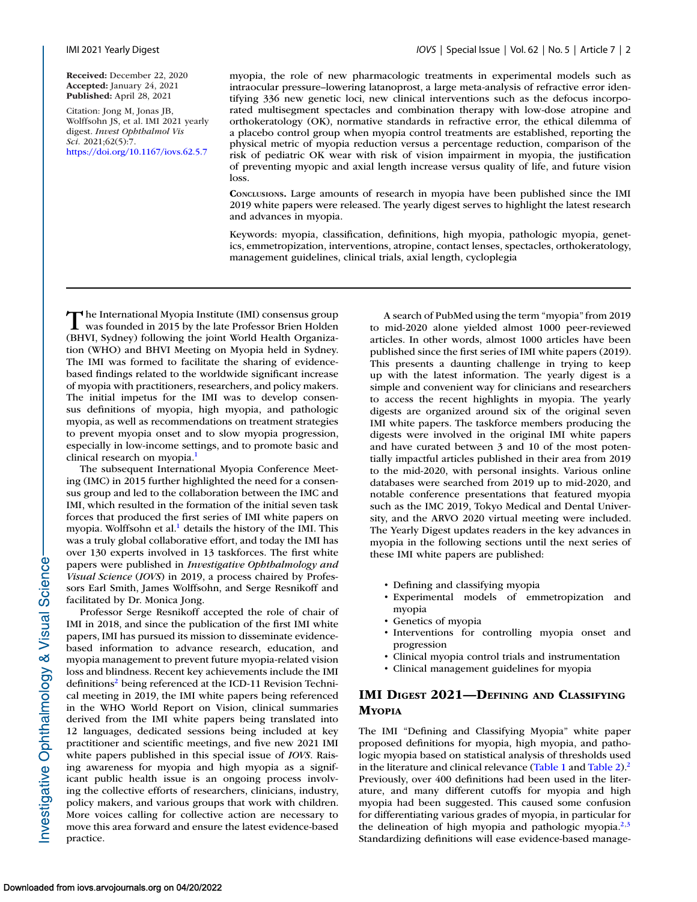**Received:** December 22, 2020
**Accepted:** January 24, 2021
**Published:** April 28, 2021

Citation: Jong M, Jonas JB, Wolffsohn JS, et al. IMI 2021 yearly digest. *Invest Ophthalmol Vis Sci.* 2021;62(5):7. https://doi.org/10.1167/iovs.62.5.7

myopia, the role of new pharmacologic treatments in experimental models such as intraocular pressure–lowering latanoprost, a large meta-analysis of refractive error identifying 336 new genetic loci, new clinical interventions such as the defocus incorporated multisegment spectacles and combination therapy with low-dose atropine and orthokeratology (OK), normative standards in refractive error, the ethical dilemma of a placebo control group when myopia control treatments are established, reporting the physical metric of myopia reduction versus a percentage reduction, comparison of the risk of pediatric OK wear with risk of vision impairment in myopia, the justification of preventing myopic and axial length increase versus quality of life, and future vision loss.

**Conclusions.** Large amounts of research in myopia have been published since the IMI 2019 white papers were released. The yearly digest serves to highlight the latest research and advances in myopia.

Keywords: myopia, classification, definitions, high myopia, pathologic myopia, genetics, emmetropization, interventions, atropine, contact lenses, spectacles, orthokeratology, management guidelines, clinical trials, axial length, cycloplegia

The International Myopia Institute (IMI) consensus group was founded in 2015 by the late Professor Brien Holden (BHVI, Sydney) following the joint World Health Organization (WHO) and BHVI Meeting on Myopia held in Sydney. The IMI was formed to facilitate the sharing of evidence-based findings related to the worldwide significant increase of myopia with practitioners, researchers, and policy makers. The initial impetus for the IMI was to develop consensus definitions of myopia, high myopia, and pathologic myopia, as well as recommendations on treatment strategies to prevent myopia onset and to slow myopia progression, especially in low-income settings, and to promote basic and clinical research on myopia.[1]

The subsequent International Myopia Conference Meeting (IMC) in 2015 further highlighted the need for a consensus group and led to the collaboration between the IMC and IMI, which resulted in the formation of the initial seven task forces that produced the first series of IMI white papers on myopia. Wolffsohn et al.[1] details the history of the IMI. This was a truly global collaborative effort, and today the IMI has over 130 experts involved in 13 taskforces. The first white papers were published in *Investigative Ophthalmology and Visual Science* (*IOVS*) in 2019, a process chaired by Professors Earl Smith, James Wolffsohn, and Serge Resnikoff and facilitated by Dr. Monica Jong.

Professor Serge Resnikoff accepted the role of chair of IMI in 2018, and since the publication of the first IMI white papers, IMI has pursued its mission to disseminate evidence-based information to advance research, education, and myopia management to prevent future myopia-related vision loss and blindness. Recent key achievements include the IMI definitions[2] being referenced at the ICD-11 Revision Technical meeting in 2019, the IMI white papers being referenced in the WHO World Report on Vision, clinical summaries derived from the IMI white papers being translated into 12 languages, dedicated sessions being included at key practitioner and scientific meetings, and five new 2021 IMI white papers published in this special issue of *IOVS*. Raising awareness for myopia and high myopia as a significant public health issue is an ongoing process involving the collective efforts of researchers, clinicians, industry, policy makers, and various groups that work with children. More voices calling for collective action are necessary to move this area forward and ensure the latest evidence-based practice.

A search of PubMed using the term "myopia" from 2019 to mid-2020 alone yielded almost 1000 peer-reviewed articles. In other words, almost 1000 articles have been published since the first series of IMI white papers (2019). This presents a daunting challenge in trying to keep up with the latest information. The yearly digest is a simple and convenient way for clinicians and researchers to access the recent highlights in myopia. The yearly digests are organized around six of the original seven IMI white papers. The taskforce members producing the digests were involved in the original IMI white papers and have curated between 3 and 10 of the most potentially impactful articles published in their area from 2019 to the mid-2020, with personal insights. Various online databases were searched from 2019 up to mid-2020, and notable conference presentations that featured myopia such as the IMC 2019, Tokyo Medical and Dental University, and the ARVO 2020 virtual meeting were included. The Yearly Digest updates readers in the key advances in myopia in the following sections until the next series of these IMI white papers are published:

- Defining and classifying myopia
- Experimental models of emmetropization and myopia
- Genetics of myopia
- Interventions for controlling myopia onset and progression
- Clinical myopia control trials and instrumentation
- Clinical management guidelines for myopia

## IMI Digest 2021—Defining and Classifying Myopia

The IMI "Defining and Classifying Myopia" white paper proposed definitions for myopia, high myopia, and pathologic myopia based on statistical analysis of thresholds used in the literature and clinical relevance (Table 1 and Table 2).[2] Previously, over 400 definitions had been used in the literature, and many different cutoffs for myopia and high myopia had been suggested. This caused some confusion for differentiating various grades of myopia, in particular for the delineation of high myopia and pathologic myopia.[2,3] Standardizing definitions will ease evidence-based manage-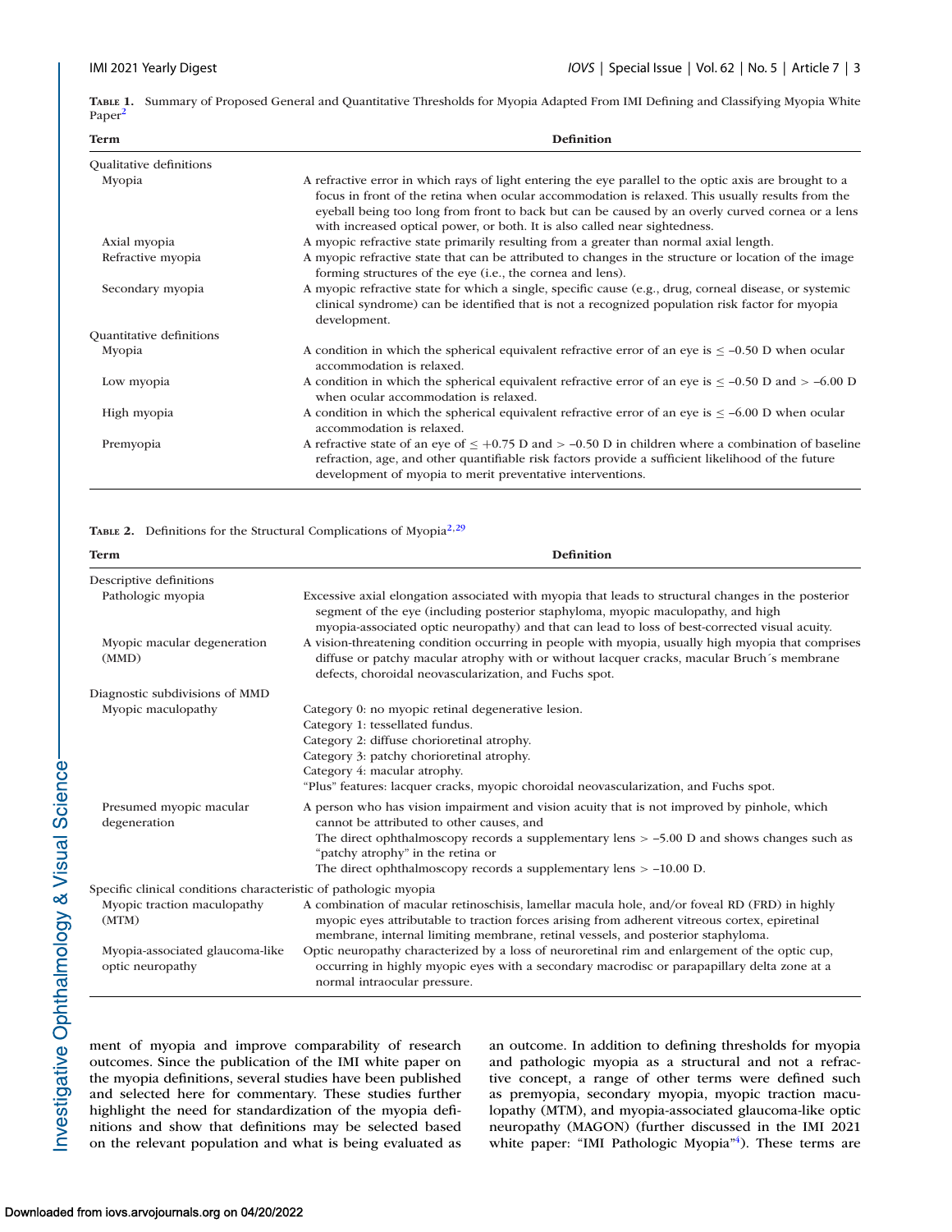**Table 1.** Summary of Proposed General and Quantitative Thresholds for Myopia Adapted From IMI Defining and Classifying Myopia White Paper[2]

| Term | Definition |
|---|---|
| Qualitative definitions | |
| Myopia | A refractive error in which rays of light entering the eye parallel to the optic axis are brought to a focus in front of the retina when ocular accommodation is relaxed. This usually results from the eyeball being too long from front to back but can be caused by an overly curved cornea or a lens with increased optical power, or both. It is also called near sightedness. |
| Axial myopia | A myopic refractive state primarily resulting from a greater than normal axial length. |
| Refractive myopia | A myopic refractive state that can be attributed to changes in the structure or location of the image forming structures of the eye (i.e., the cornea and lens). |
| Secondary myopia | A myopic refractive state for which a single, specific cause (e.g., drug, corneal disease, or systemic clinical syndrome) can be identified that is not a recognized population risk factor for myopia development. |
| Quantitative definitions | |
| Myopia | A condition in which the spherical equivalent refractive error of an eye is ≤ –0.50 D when ocular accommodation is relaxed. |
| Low myopia | A condition in which the spherical equivalent refractive error of an eye is ≤ –0.50 D and > –6.00 D when ocular accommodation is relaxed. |
| High myopia | A condition in which the spherical equivalent refractive error of an eye is ≤ –6.00 D when ocular accommodation is relaxed. |
| Premyopia | A refractive state of an eye of ≤ +0.75 D and > –0.50 D in children where a combination of baseline refraction, age, and other quantifiable risk factors provide a sufficient likelihood of the future development of myopia to merit preventative interventions. |

**Table 2.** Definitions for the Structural Complications of Myopia[2,29]

| Term | Definition |
|---|---|
| Descriptive definitions | |
| Pathologic myopia | Excessive axial elongation associated with myopia that leads to structural changes in the posterior segment of the eye (including posterior staphyloma, myopic maculopathy, and high myopia-associated optic neuropathy) and that can lead to loss of best-corrected visual acuity. |
| Myopic macular degeneration (MMD) | A vision-threatening condition occurring in people with myopia, usually high myopia that comprises diffuse or patchy macular atrophy with or without lacquer cracks, macular Bruch´s membrane defects, choroidal neovascularization, and Fuchs spot. |
| Diagnostic subdivisions of MMD | |
| Myopic maculopathy | Category 0: no myopic retinal degenerative lesion.<br>Category 1: tessellated fundus.<br>Category 2: diffuse chorioretinal atrophy.<br>Category 3: patchy chorioretinal atrophy.<br>Category 4: macular atrophy.<br>"Plus" features: lacquer cracks, myopic choroidal neovascularization, and Fuchs spot. |
| Presumed myopic macular degeneration | A person who has vision impairment and vision acuity that is not improved by pinhole, which cannot be attributed to other causes, and<br>The direct ophthalmoscopy records a supplementary lens > –5.00 D and shows changes such as "patchy atrophy" in the retina or<br>The direct ophthalmoscopy records a supplementary lens > –10.00 D. |
| Specific clinical conditions characteristic of pathologic myopia | |
| Myopic traction maculopathy (MTM) | A combination of macular retinoschisis, lamellar macula hole, and/or foveal RD (FRD) in highly myopic eyes attributable to traction forces arising from adherent vitreous cortex, epiretinal membrane, internal limiting membrane, retinal vessels, and posterior staphyloma. |
| Myopia-associated glaucoma-like optic neuropathy | Optic neuropathy characterized by a loss of neuroretinal rim and enlargement of the optic cup, occurring in highly myopic eyes with a secondary macrodisc or parapapillary delta zone at a normal intraocular pressure. |

ment of myopia and improve comparability of research outcomes. Since the publication of the IMI white paper on the myopia definitions, several studies have been published and selected here for commentary. These studies further highlight the need for standardization of the myopia definitions and show that definitions may be selected based on the relevant population and what is being evaluated as an outcome. In addition to defining thresholds for myopia and pathologic myopia as a structural and not a refractive concept, a range of other terms were defined such as premyopia, secondary myopia, myopic traction maculopathy (MTM), and myopia-associated glaucoma-like optic neuropathy (MAGON) (further discussed in the IMI 2021 white paper: "IMI Pathologic Myopia"[4]). These terms are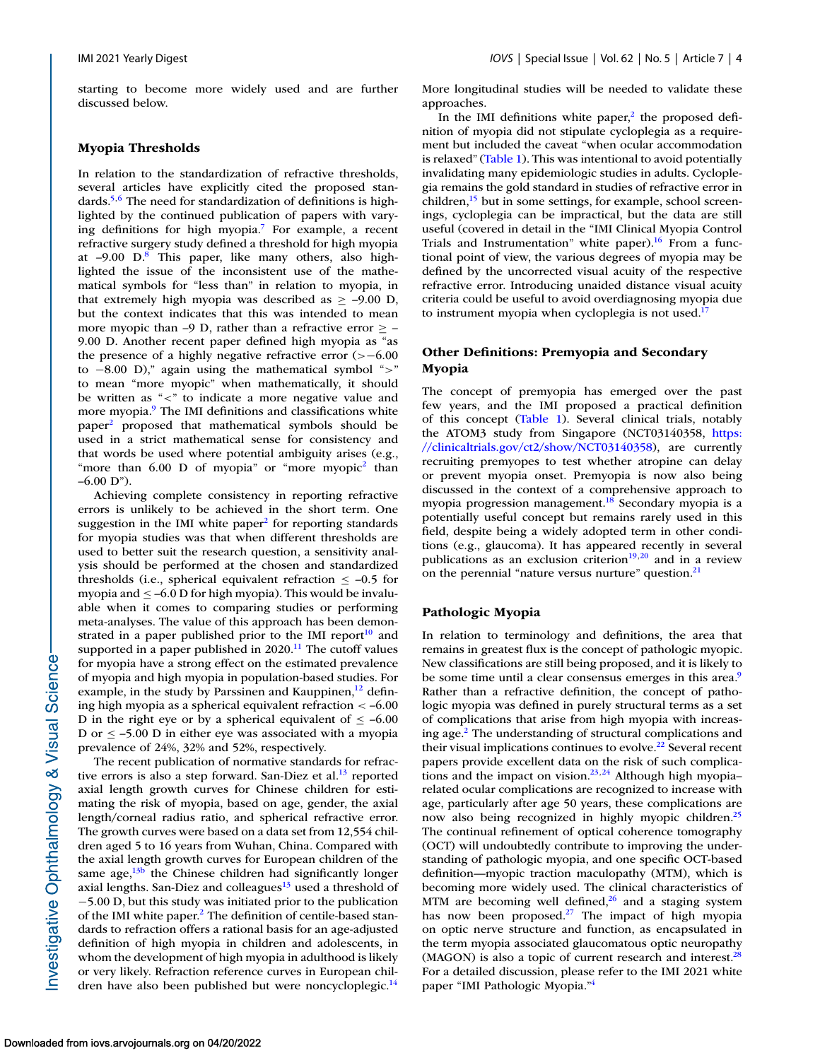starting to become more widely used and are further discussed below.

### Myopia Thresholds

In relation to the standardization of refractive thresholds, several articles have explicitly cited the proposed standards.[5,6] The need for standardization of definitions is highlighted by the continued publication of papers with varying definitions for high myopia.[7] For example, a recent refractive surgery study defined a threshold for high myopia at –9.00 D.[8] This paper, like many others, also highlighted the issue of the inconsistent use of the mathematical symbols for "less than" in relation to myopia, in that extremely high myopia was described as ≥ –9.00 D, but the context indicates that this was intended to mean more myopic than –9 D, rather than a refractive error ≥ –9.00 D. Another recent paper defined high myopia as "the presence of a highly negative refractive error (>−6.00 to −8.00 D)," again using the mathematical symbol ">" to mean "more myopic" when mathematically, it should be written as "<" to indicate a more negative value and more myopia.[9] The IMI definitions and classifications white paper[2] proposed that mathematical symbols should be used in a strict mathematical sense for consistency and that words be used where potential ambiguity arises (e.g., "more than 6.00 D of myopia" or "more myopic[2] than –6.00 D").

Achieving complete consistency in reporting refractive errors is unlikely to be achieved in the short term. One suggestion in the IMI white paper[2] for reporting standards for myopia studies was that when different thresholds are used to better suit the research question, a sensitivity analysis should be performed at the chosen and standardized thresholds (i.e., spherical equivalent refraction ≤ –0.5 for myopia and ≤ –6.0 D for high myopia). This would be invaluable when it comes to comparing studies or performing meta-analyses. The value of this approach has been demonstrated in a paper published prior to the IMI report[10] and supported in a paper published in 2020.[11] The cutoff values for myopia have a strong effect on the estimated prevalence of myopia and high myopia in population-based studies. For example, in the study by Parssinen and Kauppinen,[12] defining high myopia as a spherical equivalent refraction < –6.00 D in the right eye or by a spherical equivalent of ≤ –6.00 D or ≤ –5.00 D in either eye was associated with a myopia prevalence of 24%, 32% and 52%, respectively.

The recent publication of normative standards for refractive errors is also a step forward. San-Diez et al.[13] reported axial length growth curves for Chinese children for estimating the risk of myopia, based on age, gender, the axial length/corneal radius ratio, and spherical refractive error. The growth curves were based on a data set from 12,554 children aged 5 to 16 years from Wuhan, China. Compared with the axial length growth curves for European children of the same age,[13b] the Chinese children had significantly longer axial lengths. San-Diez and colleagues[13] used a threshold of −5.00 D, but this study was initiated prior to the publication of the IMI white paper.[2] The definition of centile-based standards to refraction offers a rational basis for an age-adjusted definition of high myopia in children and adolescents, in whom the development of high myopia in adulthood is likely or very likely. Refraction reference curves in European children have also been published but were noncycloplegic.[14] More longitudinal studies will be needed to validate these approaches.

In the IMI definitions white paper,[2] the proposed definition of myopia did not stipulate cycloplegia as a requirement but included the caveat "when ocular accommodation is relaxed" (Table 1). This was intentional to avoid potentially invalidating many epidemiologic studies in adults. Cycloplegia remains the gold standard in studies of refractive error in children,[15] but in some settings, for example, school screenings, cycloplegia can be impractical, but the data are still useful (covered in detail in the "IMI Clinical Myopia Control Trials and Instrumentation" white paper).[16] From a functional point of view, the various degrees of myopia may be defined by the uncorrected visual acuity of the respective refractive error. Introducing unaided distance visual acuity criteria could be useful to avoid overdiagnosing myopia due to instrument myopia when cycloplegia is not used.[17]

### Other Definitions: Premyopia and Secondary Myopia

The concept of premyopia has emerged over the past few years, and the IMI proposed a practical definition of this concept (Table 1). Several clinical trials, notably the ATOM3 study from Singapore (NCT03140358, https://clinicaltrials.gov/ct2/show/NCT03140358), are currently recruiting premyopes to test whether atropine can delay or prevent myopia onset. Premyopia is now also being discussed in the context of a comprehensive approach to myopia progression management.[18] Secondary myopia is a potentially useful concept but remains rarely used in this field, despite being a widely adopted term in other conditions (e.g., glaucoma). It has appeared recently in several publications as an exclusion criterion[19,20] and in a review on the perennial "nature versus nurture" question.[21]

### Pathologic Myopia

In relation to terminology and definitions, the area that remains in greatest flux is the concept of pathologic myopic. New classifications are still being proposed, and it is likely to be some time until a clear consensus emerges in this area.[9] Rather than a refractive definition, the concept of pathologic myopia was defined in purely structural terms as a set of complications that arise from high myopia with increasing age.[2] The understanding of structural complications and their visual implications continues to evolve.[22] Several recent papers provide excellent data on the risk of such complications and the impact on vision.[23,24] Although high myopia–related ocular complications are recognized to increase with age, particularly after age 50 years, these complications are now also being recognized in highly myopic children.[25] The continual refinement of optical coherence tomography (OCT) will undoubtedly contribute to improving the understanding of pathologic myopia, and one specific OCT-based definition—myopic traction maculopathy (MTM), which is becoming more widely used. The clinical characteristics of MTM are becoming well defined,[26] and a staging system has now been proposed.[27] The impact of high myopia on optic nerve structure and function, as encapsulated in the term myopia associated glaucomatous optic neuropathy (MAGON) is also a topic of current research and interest.[28] For a detailed discussion, please refer to the IMI 2021 white paper "IMI Pathologic Myopia."[4]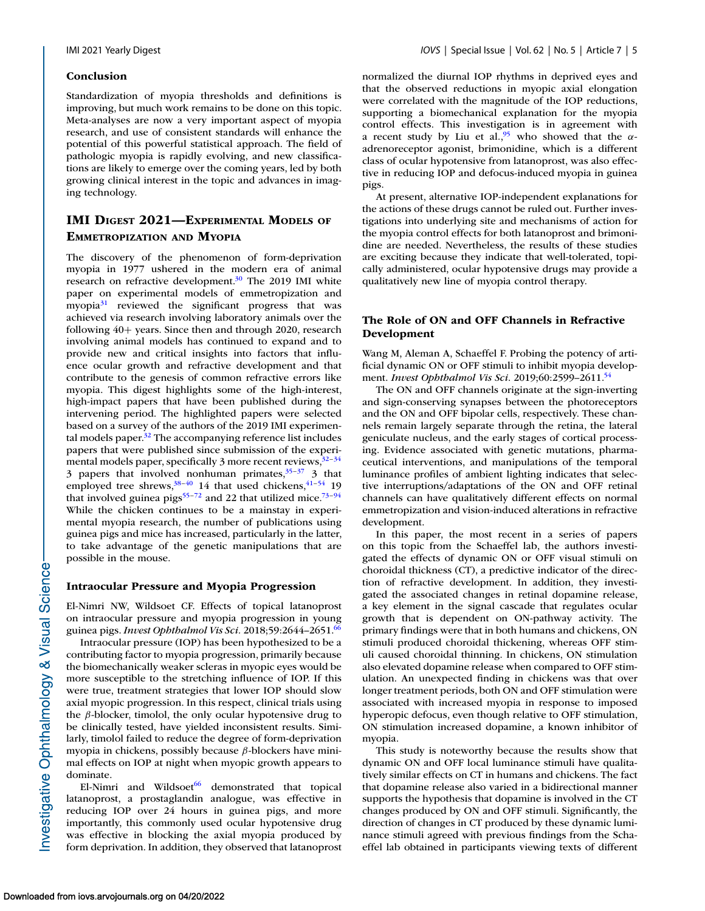### Conclusion

Standardization of myopia thresholds and definitions is improving, but much work remains to be done on this topic. Meta-analyses are now a very important aspect of myopia research, and use of consistent standards will enhance the potential of this powerful statistical approach. The field of pathologic myopia is rapidly evolving, and new classifications are likely to emerge over the coming years, led by both growing clinical interest in the topic and advances in imaging technology.

## IMI Digest 2021—Experimental Models of Emmetropization and Myopia

The discovery of the phenomenon of form-deprivation myopia in 1977 ushered in the modern era of animal research on refractive development.[30] The 2019 IMI white paper on experimental models of emmetropization and myopia[31] reviewed the significant progress that was achieved via research involving laboratory animals over the following 40+ years. Since then and through 2020, research involving animal models has continued to expand and to provide new and critical insights into factors that influence ocular growth and refractive development and that contribute to the genesis of common refractive errors like myopia. This digest highlights some of the high-interest, high-impact papers that have been published during the intervening period. The highlighted papers were selected based on a survey of the authors of the 2019 IMI experimental models paper.[32] The accompanying reference list includes papers that were published since submission of the experimental models paper, specifically 3 more recent reviews,[32–34] 3 papers that involved nonhuman primates,[35–37] 3 that employed tree shrews,[38–40] 14 that used chickens,[41–54] 19 that involved guinea pigs[55–72] and 22 that utilized mice.[73–94] While the chicken continues to be a mainstay in experimental myopia research, the number of publications using guinea pigs and mice has increased, particularly in the latter, to take advantage of the genetic manipulations that are possible in the mouse.

### Intraocular Pressure and Myopia Progression

El-Nimri NW, Wildsoet CF. Effects of topical latanoprost on intraocular pressure and myopia progression in young guinea pigs. *Invest Ophthalmol Vis Sci*. 2018;59:2644–2651.[66]

Intraocular pressure (IOP) has been hypothesized to be a contributing factor to myopia progression, primarily because the biomechanically weaker scleras in myopic eyes would be more susceptible to the stretching influence of IOP. If this were true, treatment strategies that lower IOP should slow axial myopic progression. In this respect, clinical trials using the $\beta$-blocker, timolol, the only ocular hypotensive drug to be clinically tested, have yielded inconsistent results. Similarly, timolol failed to reduce the degree of form-deprivation myopia in chickens, possibly because $\beta$-blockers have minimal effects on IOP at night when myopic growth appears to dominate.

El-Nimri and Wildsoet[66] demonstrated that topical latanoprost, a prostaglandin analogue, was effective in reducing IOP over 24 hours in guinea pigs, and more importantly, this commonly used ocular hypotensive drug was effective in blocking the axial myopia produced by form deprivation. In addition, they observed that latanoprost normalized the diurnal IOP rhythms in deprived eyes and that the observed reductions in myopic axial elongation were correlated with the magnitude of the IOP reductions, supporting a biomechanical explanation for the myopia control effects. This investigation is in agreement with a recent study by Liu et al.,[95] who showed that the $\alpha$-adrenoreceptor agonist, brimonidine, which is a different class of ocular hypotensive from latanoprost, was also effective in reducing IOP and defocus-induced myopia in guinea pigs.

At present, alternative IOP-independent explanations for the actions of these drugs cannot be ruled out. Further investigations into underlying site and mechanisms of action for the myopia control effects for both latanoprost and brimonidine are needed. Nevertheless, the results of these studies are exciting because they indicate that well-tolerated, topically administered, ocular hypotensive drugs may provide a qualitatively new line of myopia control therapy.

### The Role of ON and OFF Channels in Refractive Development

Wang M, Aleman A, Schaeffel F. Probing the potency of artificial dynamic ON or OFF stimuli to inhibit myopia development. *Invest Ophthalmol Vis Sci*. 2019;60:2599–2611.[54]

The ON and OFF channels originate at the sign-inverting and sign-conserving synapses between the photoreceptors and the ON and OFF bipolar cells, respectively. These channels remain largely separate through the retina, the lateral geniculate nucleus, and the early stages of cortical processing. Evidence associated with genetic mutations, pharmaceutical interventions, and manipulations of the temporal luminance profiles of ambient lighting indicates that selective interruptions/adaptations of the ON and OFF retinal channels can have qualitatively different effects on normal emmetropization and vision-induced alterations in refractive development.

In this paper, the most recent in a series of papers on this topic from the Schaeffel lab, the authors investigated the effects of dynamic ON or OFF visual stimuli on choroidal thickness (CT), a predictive indicator of the direction of refractive development. In addition, they investigated the associated changes in retinal dopamine release, a key element in the signal cascade that regulates ocular growth that is dependent on ON-pathway activity. The primary findings were that in both humans and chickens, ON stimuli produced choroidal thickening, whereas OFF stimuli caused choroidal thinning. In chickens, ON stimulation also elevated dopamine release when compared to OFF stimulation. An unexpected finding in chickens was that over longer treatment periods, both ON and OFF stimulation were associated with increased myopia in response to imposed hyperopic defocus, even though relative to OFF stimulation, ON stimulation increased dopamine, a known inhibitor of myopia.

This study is noteworthy because the results show that dynamic ON and OFF local luminance stimuli have qualitatively similar effects on CT in humans and chickens. The fact that dopamine release also varied in a bidirectional manner supports the hypothesis that dopamine is involved in the CT changes produced by ON and OFF stimuli. Significantly, the direction of changes in CT produced by these dynamic luminance stimuli agreed with previous findings from the Schaeffel lab obtained in participants viewing texts of different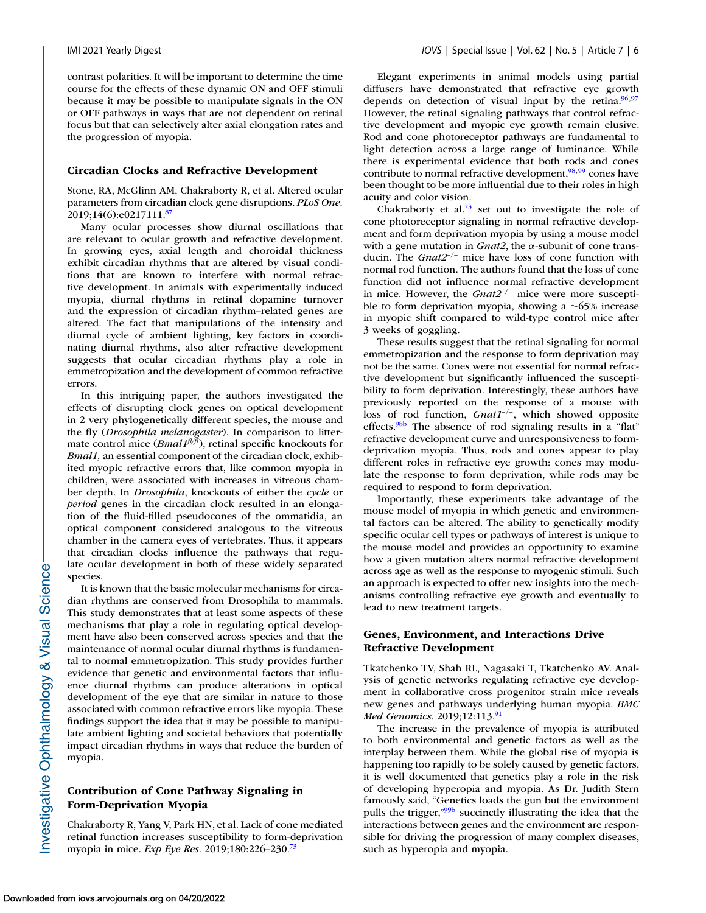contrast polarities. It will be important to determine the time course for the effects of these dynamic ON and OFF stimuli because it may be possible to manipulate signals in the ON or OFF pathways in ways that are not dependent on retinal focus but that can selectively alter axial elongation rates and the progression of myopia.

### Circadian Clocks and Refractive Development

Stone, RA, McGlinn AM, Chakraborty R, et al. Altered ocular parameters from circadian clock gene disruptions. *PLoS One*. 2019;14(6):e0217111.[87]

Many ocular processes show diurnal oscillations that are relevant to ocular growth and refractive development. In growing eyes, axial length and choroidal thickness exhibit circadian rhythms that are altered by visual conditions that are known to interfere with normal refractive development. In animals with experimentally induced myopia, diurnal rhythms in retinal dopamine turnover and the expression of circadian rhythm–related genes are altered. The fact that manipulations of the intensity and diurnal cycle of ambient lighting, key factors in coordinating diurnal rhythms, also alter refractive development suggests that ocular circadian rhythms play a role in emmetropization and the development of common refractive errors.

In this intriguing paper, the authors investigated the effects of disrupting clock genes on optical development in 2 very phylogenetically different species, the mouse and the fly (*Drosophila melanogaster*). In comparison to littermate control mice (*Bmal1*$^{fl/fl}$), retinal specific knockouts for *Bmal1,* an essential component of the circadian clock, exhibited myopic refractive errors that, like common myopia in children, were associated with increases in vitreous chamber depth. In *Drosophila*, knockouts of either the *cycle* or *period* genes in the circadian clock resulted in an elongation of the fluid-filled pseudocones of the ommatidia, an optical component considered analogous to the vitreous chamber in the camera eyes of vertebrates. Thus, it appears that circadian clocks influence the pathways that regulate ocular development in both of these widely separated species.

It is known that the basic molecular mechanisms for circadian rhythms are conserved from Drosophila to mammals. This study demonstrates that at least some aspects of these mechanisms that play a role in regulating optical development have also been conserved across species and that the maintenance of normal ocular diurnal rhythms is fundamental to normal emmetropization. This study provides further evidence that genetic and environmental factors that influence diurnal rhythms can produce alterations in optical development of the eye that are similar in nature to those associated with common refractive errors like myopia. These findings support the idea that it may be possible to manipulate ambient lighting and societal behaviors that potentially impact circadian rhythms in ways that reduce the burden of myopia.

### Contribution of Cone Pathway Signaling in Form-Deprivation Myopia

Chakraborty R, Yang V, Park HN, et al. Lack of cone mediated retinal function increases susceptibility to form-deprivation myopia in mice. *Exp Eye Res*. 2019;180:226–230.[73]

Elegant experiments in animal models using partial diffusers have demonstrated that refractive eye growth depends on detection of visual input by the retina.[96,97] However, the retinal signaling pathways that control refractive development and myopic eye growth remain elusive. Rod and cone photoreceptor pathways are fundamental to light detection across a large range of luminance. While there is experimental evidence that both rods and cones contribute to normal refractive development,[98,99] cones have been thought to be more influential due to their roles in high acuity and color vision.

Chakraborty et al.[73] set out to investigate the role of cone photoreceptor signaling in normal refractive development and form deprivation myopia by using a mouse model with a gene mutation in *Gnat2*, the α-subunit of cone transducin. The *Gnat2*$^{-/-}$ mice have loss of cone function with normal rod function. The authors found that the loss of cone function did not influence normal refractive development in mice. However, the *Gnat2*$^{-/-}$ mice were more susceptible to form deprivation myopia, showing a ∼65% increase in myopic shift compared to wild-type control mice after 3 weeks of goggling.

These results suggest that the retinal signaling for normal emmetropization and the response to form deprivation may not be the same. Cones were not essential for normal refractive development but significantly influenced the susceptibility to form deprivation. Interestingly, these authors have previously reported on the response of a mouse with loss of rod function, *Gnat1*$^{-/-}$, which showed opposite effects.[98b] The absence of rod signaling results in a "flat" refractive development curve and unresponsiveness to form-deprivation myopia. Thus, rods and cones appear to play different roles in refractive eye growth: cones may modulate the response to form deprivation, while rods may be required to respond to form deprivation.

Importantly, these experiments take advantage of the mouse model of myopia in which genetic and environmental factors can be altered. The ability to genetically modify specific ocular cell types or pathways of interest is unique to the mouse model and provides an opportunity to examine how a given mutation alters normal refractive development across age as well as the response to myogenic stimuli. Such an approach is expected to offer new insights into the mechanisms controlling refractive eye growth and eventually to lead to new treatment targets.

### Genes, Environment, and Interactions Drive Refractive Development

Tkatchenko TV, Shah RL, Nagasaki T, Tkatchenko AV. Analysis of genetic networks regulating refractive eye development in collaborative cross progenitor strain mice reveals new genes and pathways underlying human myopia. *BMC Med Genomics*. 2019;12:113.[91]

The increase in the prevalence of myopia is attributed to both environmental and genetic factors as well as the interplay between them. While the global rise of myopia is happening too rapidly to be solely caused by genetic factors, it is well documented that genetics play a role in the risk of developing hyperopia and myopia. As Dr. Judith Stern famously said, "Genetics loads the gun but the environment pulls the trigger,"[99b] succinctly illustrating the idea that the interactions between genes and the environment are responsible for driving the progression of many complex diseases, such as hyperopia and myopia.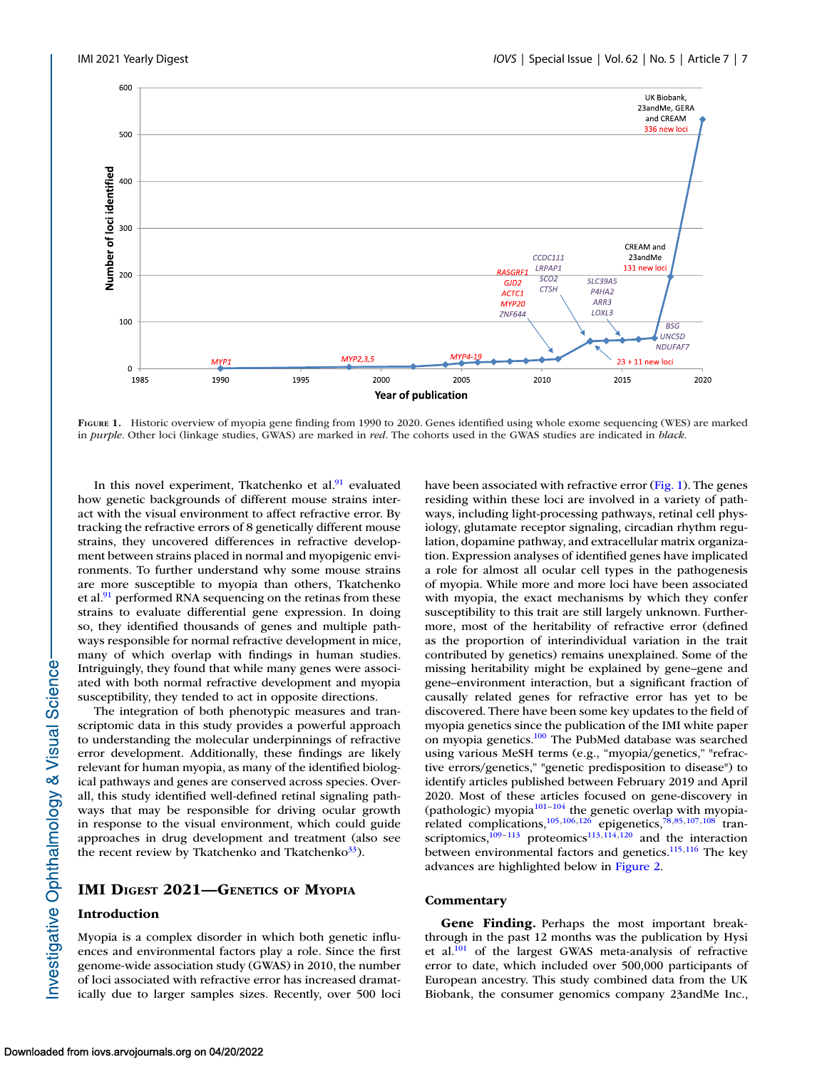**Figure 1.** Historic overview of myopia gene finding from 1990 to 2020. Genes identified using whole exome sequencing (WES) are marked in *purple*. Other loci (linkage studies, GWAS) are marked in *red*. The cohorts used in the GWAS studies are indicated in *black*.

In this novel experiment, Tkatchenko et al.[91] evaluated how genetic backgrounds of different mouse strains interact with the visual environment to affect refractive error. By tracking the refractive errors of 8 genetically different mouse strains, they uncovered differences in refractive development between strains placed in normal and myopigenic environments. To further understand why some mouse strains are more susceptible to myopia than others, Tkatchenko et al.[91] performed RNA sequencing on the retinas from these strains to evaluate differential gene expression. In doing so, they identified thousands of genes and multiple pathways responsible for normal refractive development in mice, many of which overlap with findings in human studies. Intriguingly, they found that while many genes were associated with both normal refractive development and myopia susceptibility, they tended to act in opposite directions.

The integration of both phenotypic measures and transcriptomic data in this study provides a powerful approach to understanding the molecular underpinnings of refractive error development. Additionally, these findings are likely relevant for human myopia, as many of the identified biological pathways and genes are conserved across species. Overall, this study identified well-defined retinal signaling pathways that may be responsible for driving ocular growth in response to the visual environment, which could guide approaches in drug development and treatment (also see the recent review by Tkatchenko and Tkatchenko[33]).

## IMI Digest 2021—Genetics of Myopia

### Introduction

Myopia is a complex disorder in which both genetic influences and environmental factors play a role. Since the first genome-wide association study (GWAS) in 2010, the number of loci associated with refractive error has increased dramatically due to larger samples sizes. Recently, over 500 loci have been associated with refractive error (Fig. 1). The genes residing within these loci are involved in a variety of pathways, including light-processing pathways, retinal cell physiology, glutamate receptor signaling, circadian rhythm regulation, dopamine pathway, and extracellular matrix organization. Expression analyses of identified genes have implicated a role for almost all ocular cell types in the pathogenesis of myopia. While more and more loci have been associated with myopia, the exact mechanisms by which they confer susceptibility to this trait are still largely unknown. Furthermore, most of the heritability of refractive error (defined as the proportion of interindividual variation in the trait contributed by genetics) remains unexplained. Some of the missing heritability might be explained by gene–gene and gene–environment interaction, but a significant fraction of causally related genes for refractive error has yet to be discovered. There have been some key updates to the field of myopia genetics since the publication of the IMI white paper on myopia genetics.[100] The PubMed database was searched using various MeSH terms (e.g., "myopia/genetics," "refractive errors/genetics," "genetic predisposition to disease") to identify articles published between February 2019 and April 2020. Most of these articles focused on gene-discovery in (pathologic) myopia[101–104] the genetic overlap with myopia-related complications,[105,106,126] epigenetics,[78,85,107,108] transcriptomics,[109–113] proteomics[113,114,120] and the interaction between environmental factors and genetics.[115,116] The key advances are highlighted below in Figure 2.

### Commentary

**Gene Finding.** Perhaps the most important breakthrough in the past 12 months was the publication by Hysi et al.[101] of the largest GWAS meta-analysis of refractive error to date, which included over 500,000 participants of European ancestry. This study combined data from the UK Biobank, the consumer genomics company 23andMe Inc.,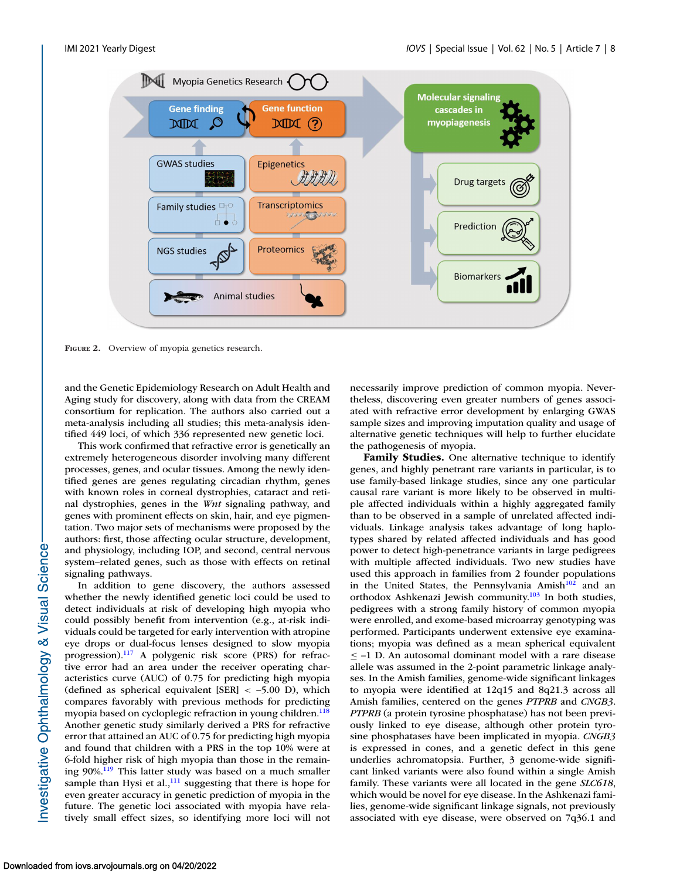FIGURE 2. Overview of myopia genetics research.

and the Genetic Epidemiology Research on Adult Health and Aging study for discovery, along with data from the CREAM consortium for replication. The authors also carried out a meta-analysis including all studies; this meta-analysis identified 449 loci, of which 336 represented new genetic loci.

This work confirmed that refractive error is genetically an extremely heterogeneous disorder involving many different processes, genes, and ocular tissues. Among the newly identified genes are genes regulating circadian rhythm, genes with known roles in corneal dystrophies, cataract and retinal dystrophies, genes in the *Wnt* signaling pathway, and genes with prominent effects on skin, hair, and eye pigmentation. Two major sets of mechanisms were proposed by the authors: first, those affecting ocular structure, development, and physiology, including IOP, and second, central nervous system–related genes, such as those with effects on retinal signaling pathways.

In addition to gene discovery, the authors assessed whether the newly identified genetic loci could be used to detect individuals at risk of developing high myopia who could possibly benefit from intervention (e.g., at-risk individuals could be targeted for early intervention with atropine eye drops or dual-focus lenses designed to slow myopia progression).[117] A polygenic risk score (PRS) for refractive error had an area under the receiver operating characteristics curve (AUC) of 0.75 for predicting high myopia (defined as spherical equivalent [SER] < –5.00 D), which compares favorably with previous methods for predicting myopia based on cycloplegic refraction in young children.[118] Another genetic study similarly derived a PRS for refractive error that attained an AUC of 0.75 for predicting high myopia and found that children with a PRS in the top 10% were at 6-fold higher risk of high myopia than those in the remaining 90%.[119] This latter study was based on a much smaller sample than Hysi et al.,[111] suggesting that there is hope for even greater accuracy in genetic prediction of myopia in the future. The genetic loci associated with myopia have relatively small effect sizes, so identifying more loci will not necessarily improve prediction of common myopia. Nevertheless, discovering even greater numbers of genes associated with refractive error development by enlarging GWAS sample sizes and improving imputation quality and usage of alternative genetic techniques will help to further elucidate the pathogenesis of myopia.

**Family Studies.** One alternative technique to identify genes, and highly penetrant rare variants in particular, is to use family-based linkage studies, since any one particular causal rare variant is more likely to be observed in multiple affected individuals within a highly aggregated family than to be observed in a sample of unrelated affected individuals. Linkage analysis takes advantage of long haplotypes shared by related affected individuals and has good power to detect high-penetrance variants in large pedigrees with multiple affected individuals. Two new studies have used this approach in families from 2 founder populations in the United States, the Pennsylvania Amish[102] and an orthodox Ashkenazi Jewish community.[103] In both studies, pedigrees with a strong family history of common myopia were enrolled, and exome-based microarray genotyping was performed. Participants underwent extensive eye examinations; myopia was defined as a mean spherical equivalent ≤ –1 D. An autosomal dominant model with a rare disease allele was assumed in the 2-point parametric linkage analyses. In the Amish families, genome-wide significant linkages to myopia were identified at 12q15 and 8q21.3 across all Amish families, centered on the genes *PTPRB* and *CNGB3*. *PTPRB* (a protein tyrosine phosphatase) has not been previously linked to eye disease, although other protein tyrosine phosphatases have been implicated in myopia. *CNGB3* is expressed in cones, and a genetic defect in this gene underlies achromatopsia. Further, 3 genome-wide significant linked variants were also found within a single Amish family. These variants were all located in the gene *SLC61S*, which would be novel for eye disease. In the Ashkenazi families, genome-wide significant linkage signals, not previously associated with eye disease, were observed on 7q36.1 and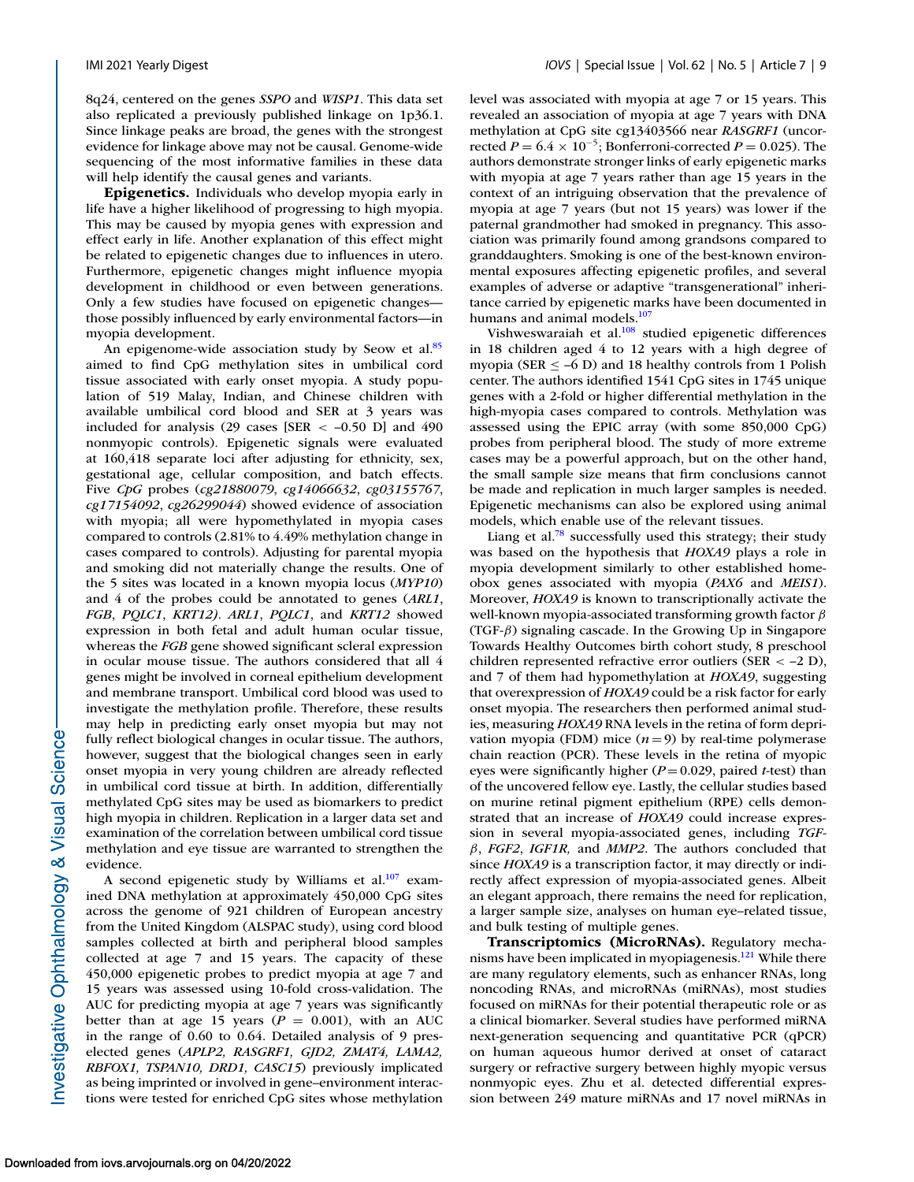8q24, centered on the genes *SSPO* and *WISP1*. This data set also replicated a previously published linkage on 1p36.1. Since linkage peaks are broad, the genes with the strongest evidence for linkage above may not be causal. Genome-wide sequencing of the most informative families in these data will help identify the causal genes and variants.

**Epigenetics.** Individuals who develop myopia early in life have a higher likelihood of progressing to high myopia. This may be caused by myopia genes with expression and effect early in life. Another explanation of this effect might be related to epigenetic changes due to influences in utero. Furthermore, epigenetic changes might influence myopia development in childhood or even between generations. Only a few studies have focused on epigenetic changes—those possibly influenced by early environmental factors—in myopia development.

An epigenome-wide association study by Seow et al.[85] aimed to find CpG methylation sites in umbilical cord tissue associated with early onset myopia. A study population of 519 Malay, Indian, and Chinese children with available umbilical cord blood and SER at 3 years was included for analysis (29 cases [SER < –0.50 D] and 490 nonmyopic controls). Epigenetic signals were evaluated at 160,418 separate loci after adjusting for ethnicity, sex, gestational age, cellular composition, and batch effects. Five *CpG* probes (*cg21880079, cg14066632, cg03155767, cg17154092, cg26299044*) showed evidence of association with myopia; all were hypomethylated in myopia cases compared to controls (2.81% to 4.49% methylation change in cases compared to controls). Adjusting for parental myopia and smoking did not materially change the results. One of the 5 sites was located in a known myopia locus (*MYP10*) and 4 of the probes could be annotated to genes (*ARL1, FGB, PQLC1, KRT12). ARL1, PQLC1*, and *KRT12* showed expression in both fetal and adult human ocular tissue, whereas the *FGB* gene showed significant scleral expression in ocular mouse tissue. The authors considered that all 4 genes might be involved in corneal epithelium development and membrane transport. Umbilical cord blood was used to investigate the methylation profile. Therefore, these results may help in predicting early onset myopia but may not fully reflect biological changes in ocular tissue. The authors, however, suggest that the biological changes seen in early onset myopia in very young children are already reflected in umbilical cord tissue at birth. In addition, differentially methylated CpG sites may be used as biomarkers to predict high myopia in children. Replication in a larger data set and examination of the correlation between umbilical cord tissue methylation and eye tissue are warranted to strengthen the evidence.

A second epigenetic study by Williams et al.[107] examined DNA methylation at approximately 450,000 CpG sites across the genome of 921 children of European ancestry from the United Kingdom (ALSPAC study), using cord blood samples collected at birth and peripheral blood samples collected at age 7 and 15 years. The capacity of these 450,000 epigenetic probes to predict myopia at age 7 and 15 years was assessed using 10-fold cross-validation. The AUC for predicting myopia at age 7 years was significantly better than at age 15 years ($P = 0.001$), with an AUC in the range of 0.60 to 0.64. Detailed analysis of 9 preselected genes (*APLP2, RASGRF1, GJD2, ZMAT4, LAMA2, RBFOX1, TSPAN10, DRD1, CASC15*) previously implicated as being imprinted or involved in gene–environment interactions were tested for enriched CpG sites whose methylation level was associated with myopia at age 7 or 15 years. This revealed an association of myopia at age 7 years with DNA methylation at CpG site cg13403566 near *RASGRF1* (uncorrected $P = 6.4 \times 10^{-5}$; Bonferroni-corrected $P = 0.025$). The authors demonstrate stronger links of early epigenetic marks with myopia at age 7 years rather than age 15 years in the context of an intriguing observation that the prevalence of myopia at age 7 years (but not 15 years) was lower if the paternal grandmother had smoked in pregnancy. This association was primarily found among grandsons compared to granddaughters. Smoking is one of the best-known environmental exposures affecting epigenetic profiles, and several examples of adverse or adaptive "transgenerational" inheritance carried by epigenetic marks have been documented in humans and animal models.[107]

Vishweswaraiah et al.[108] studied epigenetic differences in 18 children aged 4 to 12 years with a high degree of myopia (SER ≤ –6 D) and 18 healthy controls from 1 Polish center. The authors identified 1541 CpG sites in 1745 unique genes with a 2-fold or higher differential methylation in the high-myopia cases compared to controls. Methylation was assessed using the EPIC array (with some 850,000 CpG) probes from peripheral blood. The study of more extreme cases may be a powerful approach, but on the other hand, the small sample size means that firm conclusions cannot be made and replication in much larger samples is needed. Epigenetic mechanisms can also be explored using animal models, which enable use of the relevant tissues.

Liang et al.[78] successfully used this strategy; their study was based on the hypothesis that *HOXA9* plays a role in myopia development similarly to other established homeobox genes associated with myopia (*PAX6* and *MEIS1*). Moreover, *HOXA9* is known to transcriptionally activate the well-known myopia-associated transforming growth factor $\beta$ (TGF-$\beta$) signaling cascade. In the Growing Up in Singapore Towards Healthy Outcomes birth cohort study, 8 preschool children represented refractive error outliers (SER < –2 D), and 7 of them had hypomethylation at *HOXA9*, suggesting that overexpression of *HOXA9* could be a risk factor for early onset myopia. The researchers then performed animal studies, measuring *HOXA9* RNA levels in the retina of form deprivation myopia (FDM) mice ($n = 9$) by real-time polymerase chain reaction (PCR). These levels in the retina of myopic eyes were significantly higher ($P = 0.029$, paired *t*-test) than of the uncovered fellow eye. Lastly, the cellular studies based on murine retinal pigment epithelium (RPE) cells demonstrated that an increase of *HOXA9* could increase expression in several myopia-associated genes, including *TGF-$\beta$*, *FGF2*, *IGF1R*, and *MMP2*. The authors concluded that since *HOXA9* is a transcription factor, it may directly or indirectly affect expression of myopia-associated genes. Albeit an elegant approach, there remains the need for replication, a larger sample size, analyses on human eye–related tissue, and bulk testing of multiple genes.

**Transcriptomics (MicroRNAs).** Regulatory mechanisms have been implicated in myopiagenesis.[121] While there are many regulatory elements, such as enhancer RNAs, long noncoding RNAs, and microRNAs (miRNAs), most studies focused on miRNAs for their potential therapeutic role or as a clinical biomarker. Several studies have performed miRNA next-generation sequencing and quantitative PCR (qPCR) on human aqueous humor derived at onset of cataract surgery or refractive surgery between highly myopic versus nonmyopic eyes. Zhu et al. detected differential expression between 249 mature miRNAs and 17 novel miRNAs in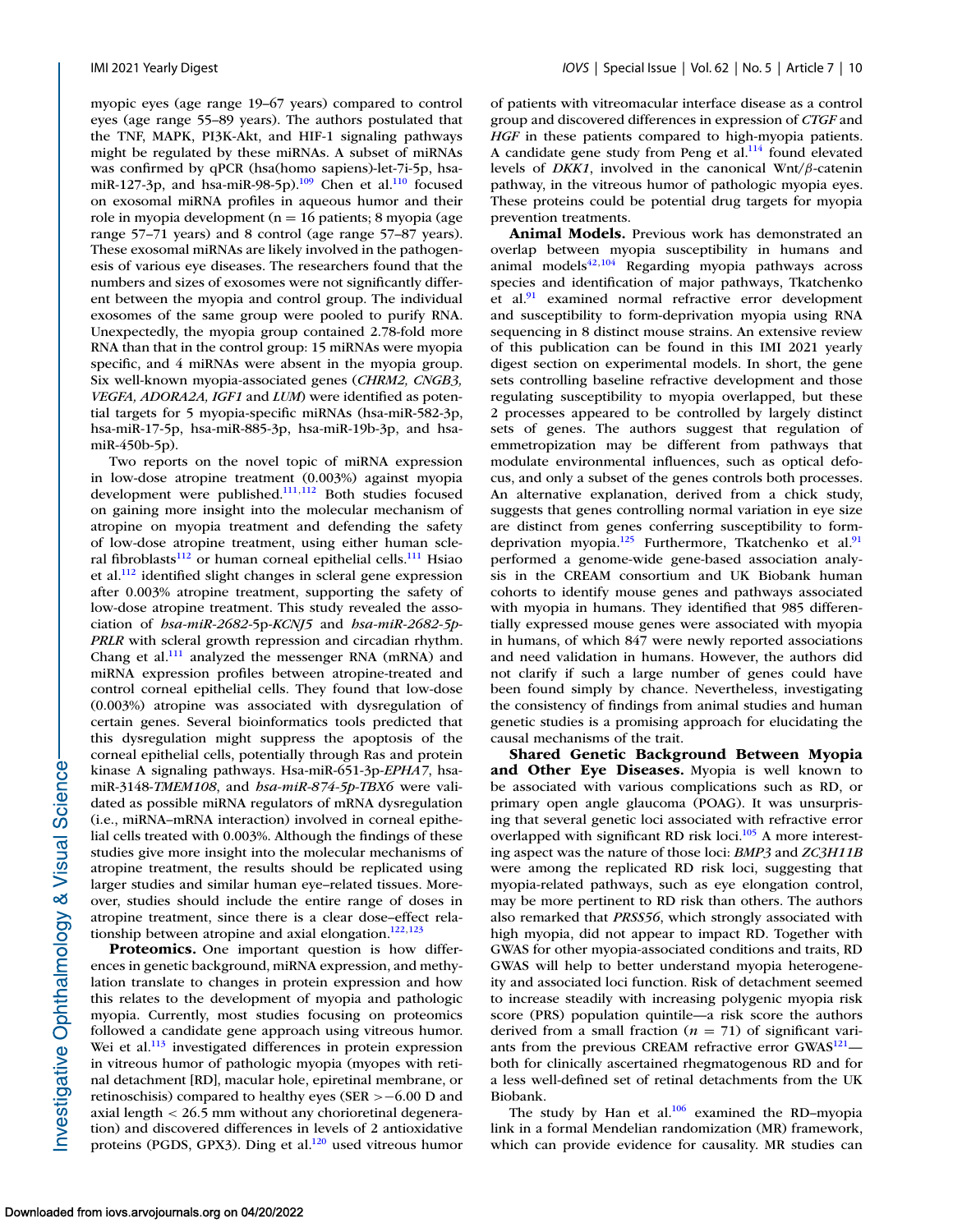myopic eyes (age range 19–67 years) compared to control eyes (age range 55–89 years). The authors postulated that the TNF, MAPK, PI3K-Akt, and HIF-1 signaling pathways might be regulated by these miRNAs. A subset of miRNAs was confirmed by qPCR (hsa(homo sapiens)-let-7i-5p, hsa-miR-127-3p, and hsa-miR-98-5p).[109] Chen et al.[110] focused on exosomal miRNA profiles in aqueous humor and their role in myopia development (n = 16 patients; 8 myopia (age range 57–71 years) and 8 control (age range 57–87 years). These exosomal miRNAs are likely involved in the pathogenesis of various eye diseases. The researchers found that the numbers and sizes of exosomes were not significantly different between the myopia and control group. The individual exosomes of the same group were pooled to purify RNA. Unexpectedly, the myopia group contained 2.78-fold more RNA than that in the control group: 15 miRNAs were myopia specific, and 4 miRNAs were absent in the myopia group. Six well-known myopia-associated genes (*CHRM2, CNGB3, VEGFA, ADORA2A, IGF1* and *LUM*) were identified as potential targets for 5 myopia-specific miRNAs (hsa-miR-582-3p, hsa-miR-17-5p, hsa-miR-885-3p, hsa-miR-19b-3p, and hsa-miR-450b-5p).

Two reports on the novel topic of miRNA expression in low-dose atropine treatment (0.003%) against myopia development were published.[111,112] Both studies focused on gaining more insight into the molecular mechanism of atropine on myopia treatment and defending the safety of low-dose atropine treatment, using either human scleral fibroblasts[112] or human corneal epithelial cells.[111] Hsiao et al.[112] identified slight changes in scleral gene expression after 0.003% atropine treatment, supporting the safety of low-dose atropine treatment. This study revealed the association of *hsa-miR-2682*-5p-*KCNJ5* and *hsa-miR-2682-5p-PRLR* with scleral growth repression and circadian rhythm. Chang et al.[111] analyzed the messenger RNA (mRNA) and miRNA expression profiles between atropine-treated and control corneal epithelial cells. They found that low-dose (0.003%) atropine was associated with dysregulation of certain genes. Several bioinformatics tools predicted that this dysregulation might suppress the apoptosis of the corneal epithelial cells, potentially through Ras and protein kinase A signaling pathways. Hsa-miR-651-3p-*EPHA7*, hsa-miR-3148-*TMEM108*, and *hsa-miR-874-5p-TBX6* were validated as possible miRNA regulators of mRNA dysregulation (i.e., miRNA–mRNA interaction) involved in corneal epithelial cells treated with 0.003%. Although the findings of these studies give more insight into the molecular mechanisms of atropine treatment, the results should be replicated using larger studies and similar human eye–related tissues. Moreover, studies should include the entire range of doses in atropine treatment, since there is a clear dose–effect relationship between atropine and axial elongation.[122,123]

**Proteomics.** One important question is how differences in genetic background, miRNA expression, and methylation translate to changes in protein expression and how this relates to the development of myopia and pathologic myopia. Currently, most studies focusing on proteomics followed a candidate gene approach using vitreous humor. Wei et al.[113] investigated differences in protein expression in vitreous humor of pathologic myopia (myopes with retinal detachment [RD], macular hole, epiretinal membrane, or retinoschisis) compared to healthy eyes (SER >−6.00 D and axial length < 26.5 mm without any chorioretinal degeneration) and discovered differences in levels of 2 antioxidative proteins (PGDS, GPX3). Ding et al.[120] used vitreous humor of patients with vitreomacular interface disease as a control group and discovered differences in expression of *CTGF* and *HGF* in these patients compared to high-myopia patients. A candidate gene study from Peng et al.[114] found elevated levels of *DKK1*, involved in the canonical Wnt/β-catenin pathway, in the vitreous humor of pathologic myopia eyes. These proteins could be potential drug targets for myopia prevention treatments.

**Animal Models.** Previous work has demonstrated an overlap between myopia susceptibility in humans and animal models[42,104] Regarding myopia pathways across species and identification of major pathways, Tkatchenko et al.[91] examined normal refractive error development and susceptibility to form-deprivation myopia using RNA sequencing in 8 distinct mouse strains. An extensive review of this publication can be found in this IMI 2021 yearly digest section on experimental models. In short, the gene sets controlling baseline refractive development and those regulating susceptibility to myopia overlapped, but these 2 processes appeared to be controlled by largely distinct sets of genes. The authors suggest that regulation of emmetropization may be different from pathways that modulate environmental influences, such as optical defocus, and only a subset of the genes controls both processes. An alternative explanation, derived from a chick study, suggests that genes controlling normal variation in eye size are distinct from genes conferring susceptibility to form-deprivation myopia.[125] Furthermore, Tkatchenko et al.[91] performed a genome-wide gene-based association analysis in the CREAM consortium and UK Biobank human cohorts to identify mouse genes and pathways associated with myopia in humans. They identified that 985 differentially expressed mouse genes were associated with myopia in humans, of which 847 were newly reported associations and need validation in humans. However, the authors did not clarify if such a large number of genes could have been found simply by chance. Nevertheless, investigating the consistency of findings from animal studies and human genetic studies is a promising approach for elucidating the causal mechanisms of the trait.

**Shared Genetic Background Between Myopia and Other Eye Diseases.** Myopia is well known to be associated with various complications such as RD, or primary open angle glaucoma (POAG). It was unsurprising that several genetic loci associated with refractive error overlapped with significant RD risk loci.[105] A more interesting aspect was the nature of those loci: *BMP3* and *ZC3H11B* were among the replicated RD risk loci, suggesting that myopia-related pathways, such as eye elongation control, may be more pertinent to RD risk than others. The authors also remarked that *PRSS56*, which strongly associated with high myopia, did not appear to impact RD. Together with GWAS for other myopia-associated conditions and traits, RD GWAS will help to better understand myopia heterogeneity and associated loci function. Risk of detachment seemed to increase steadily with increasing polygenic myopia risk score (PRS) population quintile—a risk score the authors derived from a small fraction ($n$ = 71) of significant variants from the previous CREAM refractive error GWAS[121]—both for clinically ascertained rhegmatogenous RD and for a less well-defined set of retinal detachments from the UK Biobank.

The study by Han et al.[106] examined the RD–myopia link in a formal Mendelian randomization (MR) framework, which can provide evidence for causality. MR studies can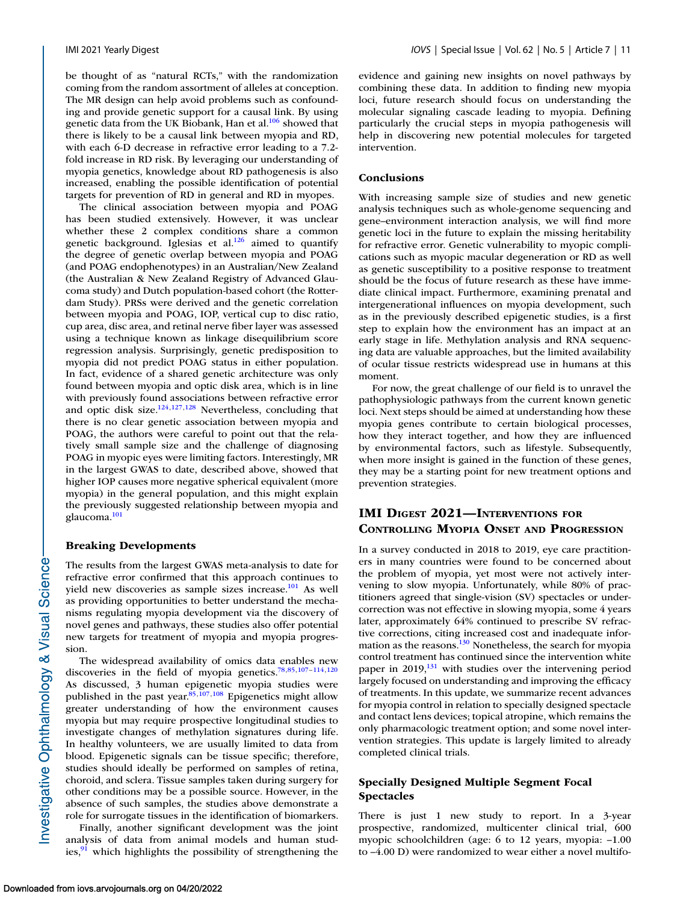be thought of as "natural RCTs," with the randomization coming from the random assortment of alleles at conception. The MR design can help avoid problems such as confounding and provide genetic support for a causal link. By using genetic data from the UK Biobank, Han et al.[106] showed that there is likely to be a causal link between myopia and RD, with each 6-D decrease in refractive error leading to a 7.2-fold increase in RD risk. By leveraging our understanding of myopia genetics, knowledge about RD pathogenesis is also increased, enabling the possible identification of potential targets for prevention of RD in general and RD in myopes.

The clinical association between myopia and POAG has been studied extensively. However, it was unclear whether these 2 complex conditions share a common genetic background. Iglesias et al.[126] aimed to quantify the degree of genetic overlap between myopia and POAG (and POAG endophenotypes) in an Australian/New Zealand (the Australian & New Zealand Registry of Advanced Glaucoma study) and Dutch population-based cohort (the Rotterdam Study). PRSs were derived and the genetic correlation between myopia and POAG, IOP, vertical cup to disc ratio, cup area, disc area, and retinal nerve fiber layer was assessed using a technique known as linkage disequilibrium score regression analysis. Surprisingly, genetic predisposition to myopia did not predict POAG status in either population. In fact, evidence of a shared genetic architecture was only found between myopia and optic disk area, which is in line with previously found associations between refractive error and optic disk size.[124,127,128] Nevertheless, concluding that there is no clear genetic association between myopia and POAG, the authors were careful to point out that the relatively small sample size and the challenge of diagnosing POAG in myopic eyes were limiting factors. Interestingly, MR in the largest GWAS to date, described above, showed that higher IOP causes more negative spherical equivalent (more myopia) in the general population, and this might explain the previously suggested relationship between myopia and glaucoma.[101]

### Breaking Developments

The results from the largest GWAS meta-analysis to date for refractive error confirmed that this approach continues to yield new discoveries as sample sizes increase.[101] As well as providing opportunities to better understand the mechanisms regulating myopia development via the discovery of novel genes and pathways, these studies also offer potential new targets for treatment of myopia and myopia progression.

The widespread availability of omics data enables new discoveries in the field of myopia genetics.[78,85,107–114,120] As discussed, 3 human epigenetic myopia studies were published in the past year.[85,107,108] Epigenetics might allow greater understanding of how the environment causes myopia but may require prospective longitudinal studies to investigate changes of methylation signatures during life. In healthy volunteers, we are usually limited to data from blood. Epigenetic signals can be tissue specific; therefore, studies should ideally be performed on samples of retina, choroid, and sclera. Tissue samples taken during surgery for other conditions may be a possible source. However, in the absence of such samples, the studies above demonstrate a role for surrogate tissues in the identification of biomarkers.

Finally, another significant development was the joint analysis of data from animal models and human studies,[91] which highlights the possibility of strengthening the evidence and gaining new insights on novel pathways by combining these data. In addition to finding new myopia loci, future research should focus on understanding the molecular signaling cascade leading to myopia. Defining particularly the crucial steps in myopia pathogenesis will help in discovering new potential molecules for targeted intervention.

### Conclusions

With increasing sample size of studies and new genetic analysis techniques such as whole-genome sequencing and gene–environment interaction analysis, we will find more genetic loci in the future to explain the missing heritability for refractive error. Genetic vulnerability to myopic complications such as myopic macular degeneration or RD as well as genetic susceptibility to a positive response to treatment should be the focus of future research as these have immediate clinical impact. Furthermore, examining prenatal and intergenerational influences on myopia development, such as in the previously described epigenetic studies, is a first step to explain how the environment has an impact at an early stage in life. Methylation analysis and RNA sequencing data are valuable approaches, but the limited availability of ocular tissue restricts widespread use in humans at this moment.

For now, the great challenge of our field is to unravel the pathophysiologic pathways from the current known genetic loci. Next steps should be aimed at understanding how these myopia genes contribute to certain biological processes, how they interact together, and how they are influenced by environmental factors, such as lifestyle. Subsequently, when more insight is gained in the function of these genes, they may be a starting point for new treatment options and prevention strategies.

## IMI Digest 2021—Interventions for Controlling Myopia Onset and Progression

In a survey conducted in 2018 to 2019, eye care practitioners in many countries were found to be concerned about the problem of myopia, yet most were not actively intervening to slow myopia. Unfortunately, while 80% of practitioners agreed that single-vision (SV) spectacles or undercorrection was not effective in slowing myopia, some 4 years later, approximately 64% continued to prescribe SV refractive corrections, citing increased cost and inadequate information as the reasons.[130] Nonetheless, the search for myopia control treatment has continued since the intervention white paper in 2019,[131] with studies over the intervening period largely focused on understanding and improving the efficacy of treatments. In this update, we summarize recent advances for myopia control in relation to specially designed spectacle and contact lens devices; topical atropine, which remains the only pharmacologic treatment option; and some novel intervention strategies. This update is largely limited to already completed clinical trials.

### Specially Designed Multiple Segment Focal Spectacles

There is just 1 new study to report. In a 3-year prospective, randomized, multicenter clinical trial, 600 myopic schoolchildren (age: 6 to 12 years, myopia: –1.00 to –4.00 D) were randomized to wear either a novel multifo-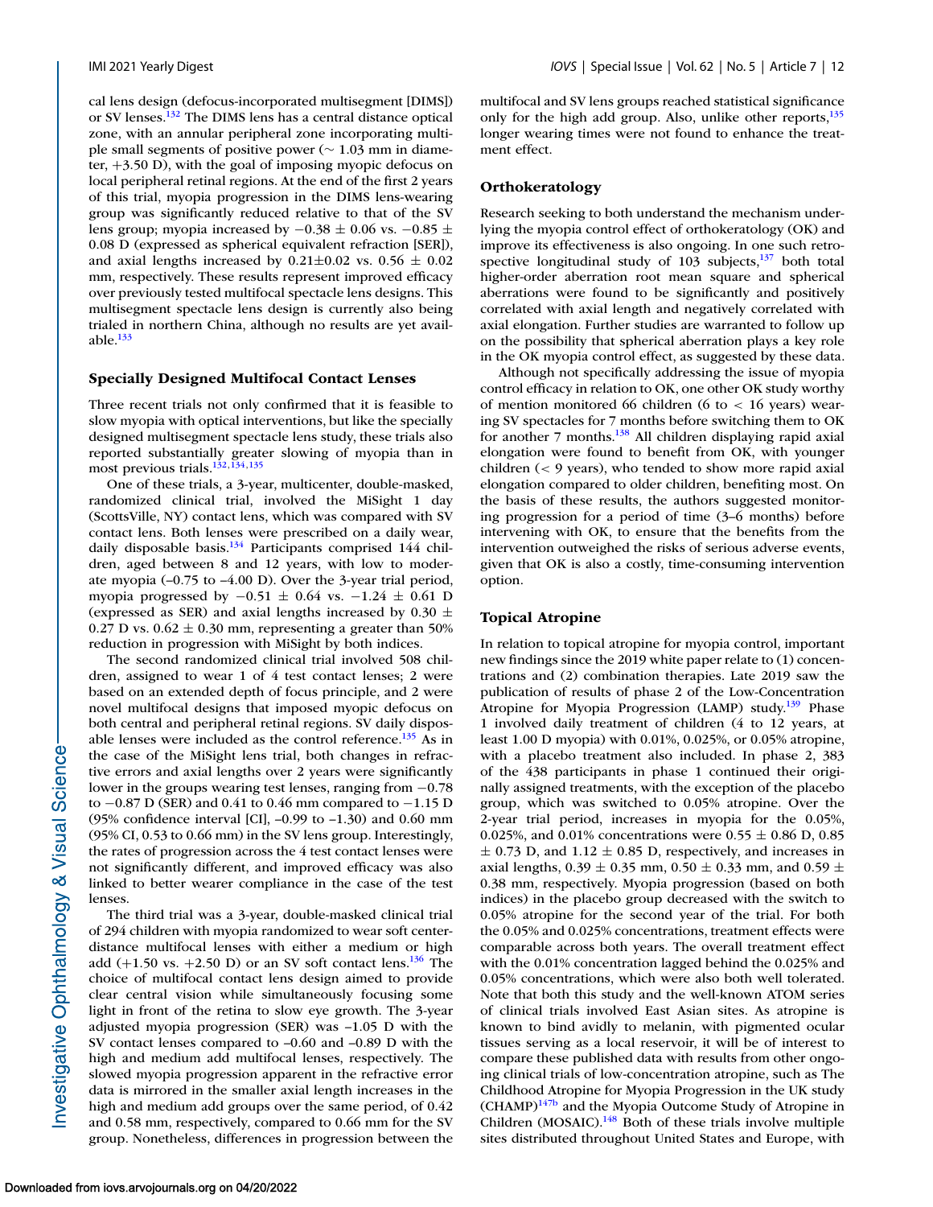cal lens design (defocus-incorporated multisegment [DIMS]) or SV lenses.[132] The DIMS lens has a central distance optical zone, with an annular peripheral zone incorporating multiple small segments of positive power (~ 1.03 mm in diameter, +3.50 D), with the goal of imposing myopic defocus on local peripheral retinal regions. At the end of the first 2 years of this trial, myopia progression in the DIMS lens-wearing group was significantly reduced relative to that of the SV lens group; myopia increased by $-0.38 \pm 0.06$ vs. $-0.85 \pm 0.08$ D (expressed as spherical equivalent refraction [SER]), and axial lengths increased by $0.21 \pm 0.02$ vs. $0.56 \pm 0.02$ mm, respectively. These results represent improved efficacy over previously tested multifocal spectacle lens designs. This multisegment spectacle lens design is currently also being trialed in northern China, although no results are yet available.[133]

### Specially Designed Multifocal Contact Lenses

Three recent trials not only confirmed that it is feasible to slow myopia with optical interventions, but like the specially designed multisegment spectacle lens study, these trials also reported substantially greater slowing of myopia than in most previous trials.[132,134,135]

One of these trials, a 3-year, multicenter, double-masked, randomized clinical trial, involved the MiSight 1 day (ScottsVille, NY) contact lens, which was compared with SV contact lens. Both lenses were prescribed on a daily wear, daily disposable basis.[134] Participants comprised 144 children, aged between 8 and 12 years, with low to moderate myopia (–0.75 to –4.00 D). Over the 3-year trial period, myopia progressed by $-0.51 \pm 0.64$ vs. $-1.24 \pm 0.61$ D (expressed as SER) and axial lengths increased by $0.30 \pm 0.27$ D vs. $0.62 \pm 0.30$ mm, representing a greater than 50% reduction in progression with MiSight by both indices.

The second randomized clinical trial involved 508 children, assigned to wear 1 of 4 test contact lenses; 2 were based on an extended depth of focus principle, and 2 were novel multifocal designs that imposed myopic defocus on both central and peripheral retinal regions. SV daily disposable lenses were included as the control reference.[135] As in the case of the MiSight lens trial, both changes in refractive errors and axial lengths over 2 years were significantly lower in the groups wearing test lenses, ranging from −0.78 to −0.87 D (SER) and 0.41 to 0.46 mm compared to −1.15 D (95% confidence interval [CI], –0.99 to –1.30) and 0.60 mm (95% CI, 0.53 to 0.66 mm) in the SV lens group. Interestingly, the rates of progression across the 4 test contact lenses were not significantly different, and improved efficacy was also linked to better wearer compliance in the case of the test lenses.

The third trial was a 3-year, double-masked clinical trial of 294 children with myopia randomized to wear soft center-distance multifocal lenses with either a medium or high add (+1.50 vs. +2.50 D) or an SV soft contact lens.[136] The choice of multifocal contact lens design aimed to provide clear central vision while simultaneously focusing some light in front of the retina to slow eye growth. The 3-year adjusted myopia progression (SER) was –1.05 D with the SV contact lenses compared to –0.60 and –0.89 D with the high and medium add multifocal lenses, respectively. The slowed myopia progression apparent in the refractive error data is mirrored in the smaller axial length increases in the high and medium add groups over the same period, of 0.42 and 0.58 mm, respectively, compared to 0.66 mm for the SV group. Nonetheless, differences in progression between the multifocal and SV lens groups reached statistical significance only for the high add group. Also, unlike other reports,[135] longer wearing times were not found to enhance the treatment effect.

### Orthokeratology

Research seeking to both understand the mechanism underlying the myopia control effect of orthokeratology (OK) and improve its effectiveness is also ongoing. In one such retrospective longitudinal study of 103 subjects,[137] both total higher-order aberration root mean square and spherical aberrations were found to be significantly and positively correlated with axial length and negatively correlated with axial elongation. Further studies are warranted to follow up on the possibility that spherical aberration plays a key role in the OK myopia control effect, as suggested by these data.

Although not specifically addressing the issue of myopia control efficacy in relation to OK, one other OK study worthy of mention monitored 66 children (6 to < 16 years) wearing SV spectacles for 7 months before switching them to OK for another 7 months.[138] All children displaying rapid axial elongation were found to benefit from OK, with younger children (< 9 years), who tended to show more rapid axial elongation compared to older children, benefiting most. On the basis of these results, the authors suggested monitoring progression for a period of time (3–6 months) before intervening with OK, to ensure that the benefits from the intervention outweighed the risks of serious adverse events, given that OK is also a costly, time-consuming intervention option.

### Topical Atropine

In relation to topical atropine for myopia control, important new findings since the 2019 white paper relate to (1) concentrations and (2) combination therapies. Late 2019 saw the publication of results of phase 2 of the Low-Concentration Atropine for Myopia Progression (LAMP) study.[139] Phase 1 involved daily treatment of children (4 to 12 years, at least 1.00 D myopia) with 0.01%, 0.025%, or 0.05% atropine, with a placebo treatment also included. In phase 2, 383 of the 438 participants in phase 1 continued their originally assigned treatments, with the exception of the placebo group, which was switched to 0.05% atropine. Over the 2-year trial period, increases in myopia for the 0.05%, 0.025%, and 0.01% concentrations were $0.55 \pm 0.86$ D, $0.85 \pm 0.73$ D, and $1.12 \pm 0.85$ D, respectively, and increases in axial lengths, $0.39 \pm 0.35$ mm, $0.50 \pm 0.33$ mm, and $0.59 \pm 0.38$ mm, respectively. Myopia progression (based on both indices) in the placebo group decreased with the switch to 0.05% atropine for the second year of the trial. For both the 0.05% and 0.025% concentrations, treatment effects were comparable across both years. The overall treatment effect with the 0.01% concentration lagged behind the 0.025% and 0.05% concentrations, which were also both well tolerated. Note that both this study and the well-known ATOM series of clinical trials involved East Asian sites. As atropine is known to bind avidly to melanin, with pigmented ocular tissues serving as a local reservoir, it will be of interest to compare these published data with results from other ongoing clinical trials of low-concentration atropine, such as The Childhood Atropine for Myopia Progression in the UK study (CHAMP)[147b] and the Myopia Outcome Study of Atropine in Children (MOSAIC).[148] Both of these trials involve multiple sites distributed throughout United States and Europe, with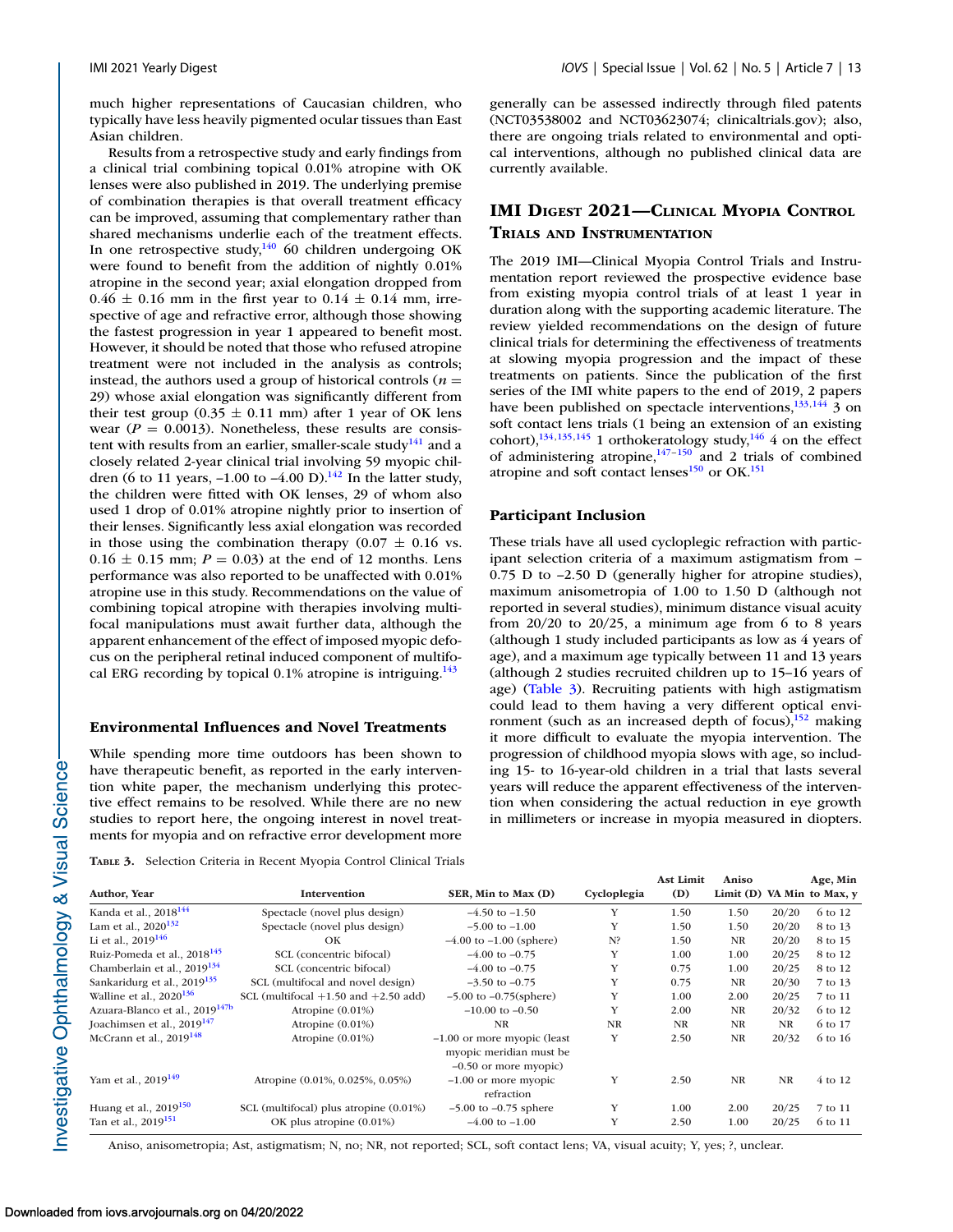much higher representations of Caucasian children, who typically have less heavily pigmented ocular tissues than East Asian children.

Results from a retrospective study and early findings from a clinical trial combining topical 0.01% atropine with OK lenses were also published in 2019. The underlying premise of combination therapies is that overall treatment efficacy can be improved, assuming that complementary rather than shared mechanisms underlie each of the treatment effects. In one retrospective study,[140] 60 children undergoing OK were found to benefit from the addition of nightly 0.01% atropine in the second year; axial elongation dropped from 0.46 ± 0.16 mm in the first year to 0.14 ± 0.14 mm, irrespective of age and refractive error, although those showing the fastest progression in year 1 appeared to benefit most. However, it should be noted that those who refused atropine treatment were not included in the analysis as controls; instead, the authors used a group of historical controls ($n$ = 29) whose axial elongation was significantly different from their test group (0.35 ± 0.11 mm) after 1 year of OK lens wear ($P$ = 0.0013). Nonetheless, these results are consistent with results from an earlier, smaller-scale study[141] and a closely related 2-year clinical trial involving 59 myopic children (6 to 11 years, –1.00 to –4.00 D).[142] In the latter study, the children were fitted with OK lenses, 29 of whom also used 1 drop of 0.01% atropine nightly prior to insertion of their lenses. Significantly less axial elongation was recorded in those using the combination therapy (0.07 ± 0.16 vs. 0.16 ± 0.15 mm; $P$ = 0.03) at the end of 12 months. Lens performance was also reported to be unaffected with 0.01% atropine use in this study. Recommendations on the value of combining topical atropine with therapies involving multifocal manipulations must await further data, although the apparent enhancement of the effect of imposed myopic defocus on the peripheral retinal induced component of multifocal ERG recording by topical 0.1% atropine is intriguing.[143]

### Environmental Influences and Novel Treatments

While spending more time outdoors has been shown to have therapeutic benefit, as reported in the early intervention white paper, the mechanism underlying this protective effect remains to be resolved. While there are no new studies to report here, the ongoing interest in novel treatments for myopia and on refractive error development more generally can be assessed indirectly through filed patents (NCT03538002 and NCT03623074; clinicaltrials.gov); also, there are ongoing trials related to environmental and optical interventions, although no published clinical data are currently available.

## IMI Digest 2021—Clinical Myopia Control Trials and Instrumentation

The 2019 IMI—Clinical Myopia Control Trials and Instrumentation report reviewed the prospective evidence base from existing myopia control trials of at least 1 year in duration along with the supporting academic literature. The review yielded recommendations on the design of future clinical trials for determining the effectiveness of treatments at slowing myopia progression and the impact of these treatments on patients. Since the publication of the first series of the IMI white papers to the end of 2019, 2 papers have been published on spectacle interventions,[133,144] 3 on soft contact lens trials (1 being an extension of an existing cohort),[134,135,145] 1 orthokeratology study,[146] 4 on the effect of administering atropine,[147–150] and 2 trials of combined atropine and soft contact lenses[150] or OK.[151]

### Participant Inclusion

These trials have all used cycloplegic refraction with participant selection criteria of a maximum astigmatism from –0.75 D to –2.50 D (generally higher for atropine studies), maximum anisometropia of 1.00 to 1.50 D (although not reported in several studies), minimum distance visual acuity from 20/20 to 20/25, a minimum age from 6 to 8 years (although 1 study included participants as low as 4 years of age), and a maximum age typically between 11 and 13 years (although 2 studies recruited children up to 15–16 years of age) (Table 3). Recruiting patients with high astigmatism could lead to them having a very different optical environment (such as an increased depth of focus),[152] making it more difficult to evaluate the myopia intervention. The progression of childhood myopia slows with age, so including 15- to 16-year-old children in a trial that lasts several years will reduce the apparent effectiveness of the intervention when considering the actual reduction in eye growth in millimeters or increase in myopia measured in diopters.

**Table 3.** Selection Criteria in Recent Myopia Control Clinical Trials

| Author, Year | Intervention | SER, Min to Max (D) | Cycloplegia | Ast Limit (D) | Aniso Limit (D) | VA Min | Age, Min to Max, y |
|---|---|---|---|---|---|---|---|
| Kanda et al., 2018[144] | Spectacle (novel plus design) | –4.50 to –1.50 | Y | 1.50 | 1.50 | 20/20 | 6 to 12 |
| Lam et al., 2020[132] | Spectacle (novel plus design) | –5.00 to –1.00 | Y | 1.50 | 1.50 | 20/20 | 8 to 13 |
| Li et al., 2019[146] | OK | –4.00 to –1.00 (sphere) | N? | 1.50 | NR | 20/20 | 8 to 15 |
| Ruiz-Pomeda et al., 2018[145] | SCL (concentric bifocal) | –4.00 to –0.75 | Y | 1.00 | 1.00 | 20/25 | 8 to 12 |
| Chamberlain et al., 2019[134] | SCL (concentric bifocal) | –4.00 to –0.75 | Y | 0.75 | 1.00 | 20/25 | 8 to 12 |
| Sankaridurg et al., 2019[135] | SCL (multifocal and novel design) | –3.50 to –0.75 | Y | 0.75 | NR | 20/30 | 7 to 13 |
| Walline et al., 2020[136] | SCL (multifocal +1.50 and +2.50 add) | –5.00 to –0.75(sphere) | Y | 1.00 | 2.00 | 20/25 | 7 to 11 |
| Azuara-Blanco et al., 2019[147b] | Atropine (0.01%) | –10.00 to –0.50 | Y | 2.00 | NR | 20/32 | 6 to 12 |
| Joachimsen et al., 2019[147] | Atropine (0.01%) | NR | NR | NR | NR | NR | 6 to 17 |
| McCrann et al., 2019[148] | Atropine (0.01%) | –1.00 or more myopic (least myopic meridian must be –0.50 or more myopic) | Y | 2.50 | NR | 20/32 | 6 to 16 |
| Yam et al., 2019[149] | Atropine (0.01%, 0.025%, 0.05%) | –1.00 or more myopic refraction | Y | 2.50 | NR | NR | 4 to 12 |
| Huang et al., 2019[150] | SCL (multifocal) plus atropine (0.01%) | –5.00 to –0.75 sphere | Y | 1.00 | 2.00 | 20/25 | 7 to 11 |
| Tan et al., 2019[151] | OK plus atropine (0.01%) | –4.00 to –1.00 | Y | 2.50 | 1.00 | 20/25 | 6 to 11 |

Aniso, anisometropia; Ast, astigmatism; N, no; NR, not reported; SCL, soft contact lens; VA, visual acuity; Y, yes; ?, unclear.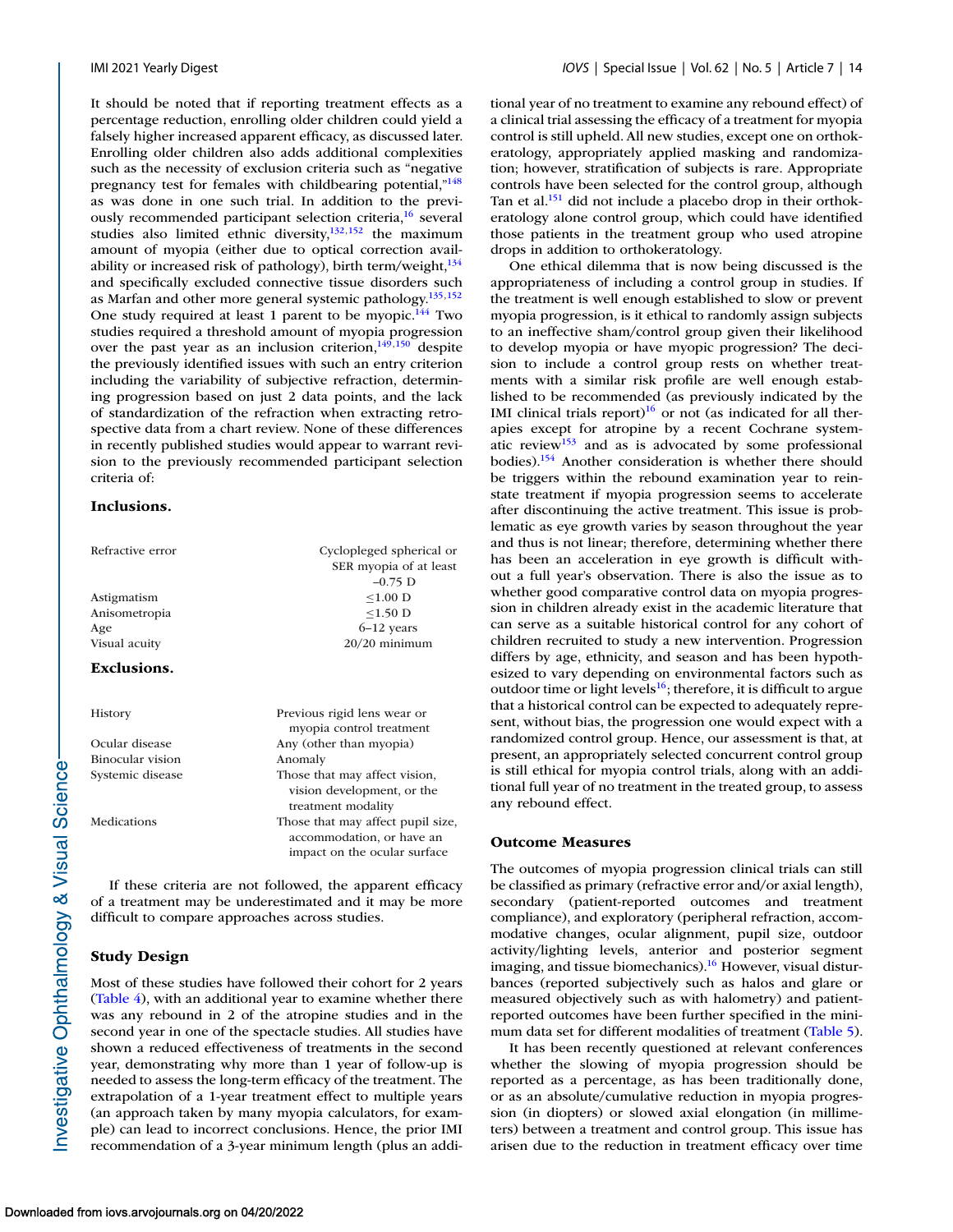It should be noted that if reporting treatment effects as a percentage reduction, enrolling older children could yield a falsely higher increased apparent efficacy, as discussed later. Enrolling older children also adds additional complexities such as the necessity of exclusion criteria such as "negative pregnancy test for females with childbearing potential,"[148] as was done in one such trial. In addition to the previously recommended participant selection criteria,[16] several studies also limited ethnic diversity,[132,152] the maximum amount of myopia (either due to optical correction availability or increased risk of pathology), birth term/weight,[134] and specifically excluded connective tissue disorders such as Marfan and other more general systemic pathology.[135,152] One study required at least 1 parent to be myopic.[144] Two studies required a threshold amount of myopia progression over the past year as an inclusion criterion,[149,150] despite the previously identified issues with such an entry criterion including the variability of subjective refraction, determining progression based on just 2 data points, and the lack of standardization of the refraction when extracting retrospective data from a chart review. None of these differences in recently published studies would appear to warrant revision to the previously recommended participant selection criteria of:

**Inclusions.**

| | |
|---|---|
| Refractive error | Cyclopleged spherical or SER myopia of at least –0.75 D |
| Astigmatism | ≤1.00 D |
| Anisometropia | ≤1.50 D |
| Age | 6–12 years |
| Visual acuity | 20/20 minimum |

**Exclusions.**

| | |
|---|---|
| History | Previous rigid lens wear or myopia control treatment |
| Ocular disease | Any (other than myopia) |
| Binocular vision | Anomaly |
| Systemic disease | Those that may affect vision, vision development, or the treatment modality |
| Medications | Those that may affect pupil size, accommodation, or have an impact on the ocular surface |

If these criteria are not followed, the apparent efficacy of a treatment may be underestimated and it may be more difficult to compare approaches across studies.

### Study Design

Most of these studies have followed their cohort for 2 years (Table 4), with an additional year to examine whether there was any rebound in 2 of the atropine studies and in the second year in one of the spectacle studies. All studies have shown a reduced effectiveness of treatments in the second year, demonstrating why more than 1 year of follow-up is needed to assess the long-term efficacy of the treatment. The extrapolation of a 1-year treatment effect to multiple years (an approach taken by many myopia calculators, for example) can lead to incorrect conclusions. Hence, the prior IMI recommendation of a 3-year minimum length (plus an additional year of no treatment to examine any rebound effect) of a clinical trial assessing the efficacy of a treatment for myopia control is still upheld. All new studies, except one on orthokeratology, appropriately applied masking and randomization; however, stratification of subjects is rare. Appropriate controls have been selected for the control group, although Tan et al.[151] did not include a placebo drop in their orthokeratology alone control group, which could have identified those patients in the treatment group who used atropine drops in addition to orthokeratology.

One ethical dilemma that is now being discussed is the appropriateness of including a control group in studies. If the treatment is well enough established to slow or prevent myopia progression, is it ethical to randomly assign subjects to an ineffective sham/control group given their likelihood to develop myopia or have myopic progression? The decision to include a control group rests on whether treatments with a similar risk profile are well enough established to be recommended (as previously indicated by the IMI clinical trials report)[16] or not (as indicated for all therapies except for atropine by a recent Cochrane systematic review[153] and as is advocated by some professional bodies).[154] Another consideration is whether there should be triggers within the rebound examination year to reinstate treatment if myopia progression seems to accelerate after discontinuing the active treatment. This issue is problematic as eye growth varies by season throughout the year and thus is not linear; therefore, determining whether there has been an acceleration in eye growth is difficult without a full year's observation. There is also the issue as to whether good comparative control data on myopia progression in children already exist in the academic literature that can serve as a suitable historical control for any cohort of children recruited to study a new intervention. Progression differs by age, ethnicity, and season and has been hypothesized to vary depending on environmental factors such as outdoor time or light levels[16]; therefore, it is difficult to argue that a historical control can be expected to adequately represent, without bias, the progression one would expect with a randomized control group. Hence, our assessment is that, at present, an appropriately selected concurrent control group is still ethical for myopia control trials, along with an additional full year of no treatment in the treated group, to assess any rebound effect.

### Outcome Measures

The outcomes of myopia progression clinical trials can still be classified as primary (refractive error and/or axial length), secondary (patient-reported outcomes and treatment compliance), and exploratory (peripheral refraction, accommodative changes, ocular alignment, pupil size, outdoor activity/lighting levels, anterior and posterior segment imaging, and tissue biomechanics).[16] However, visual disturbances (reported subjectively such as halos and glare or measured objectively such as with halometry) and patient-reported outcomes have been further specified in the minimum data set for different modalities of treatment (Table 5).

It has been recently questioned at relevant conferences whether the slowing of myopia progression should be reported as a percentage, as has been traditionally done, or as an absolute/cumulative reduction in myopia progression (in diopters) or slowed axial elongation (in millimeters) between a treatment and control group. This issue has arisen due to the reduction in treatment efficacy over time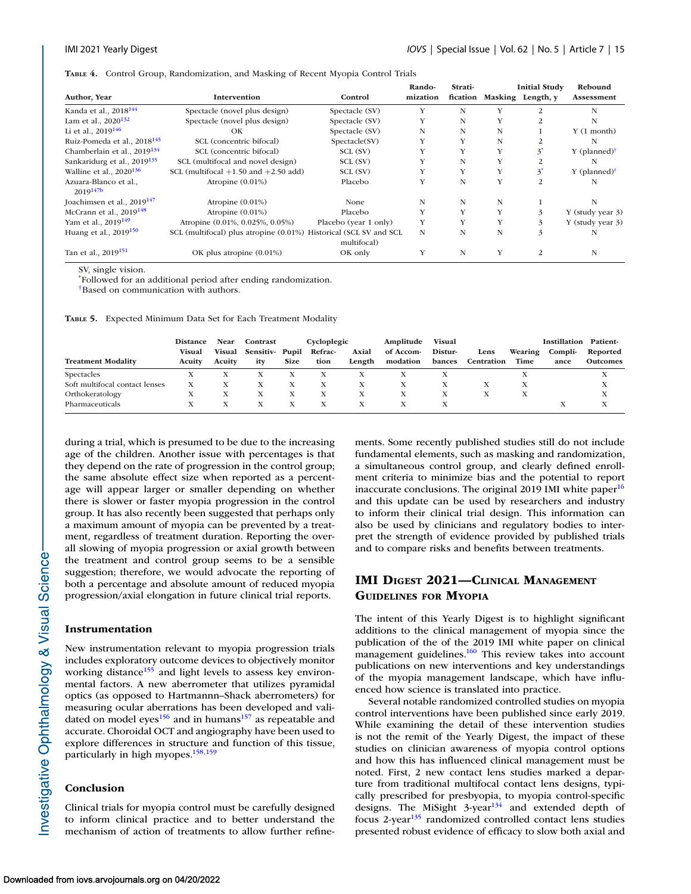**Table 4.** Control Group, Randomization, and Masking of Recent Myopia Control Trials

| Author, Year | Intervention | Control | Randomization | Stratification | Masking | Initial Study Length, y | Rebound Assessment |
|---|---|---|---|---|---|---|---|
| Kanda et al., 2018[144] | Spectacle (novel plus design) | Spectacle (SV) | Y | N | Y | 2 | N |
| Lam et al., 2020[132] | Spectacle (novel plus design) | Spectacle (SV) | Y | N | Y | 2 | N |
| Li et al., 2019[146] | OK | Spectacle (SV) | N | N | N | 1 | Y (1 month) |
| Ruiz-Pomeda et al., 2018[145] | SCL (concentric bifocal) | Spectacle(SV) | Y | Y | N | 2 | N |
| Chamberlain et al., 2019[134] | SCL (concentric bifocal) | SCL (SV) | Y | Y | Y | 3* | Y (planned)† |
| Sankaridurg et al., 2019[135] | SCL (multifocal and novel design) | SCL (SV) | Y | N | Y | 2 | N |
| Walline et al., 2020[136] | SCL (multifocal +1.50 and +2.50 add) | SCL (SV) | Y | Y | Y | 3* | Y (planned)† |
| Azuara-Blanco et al., 2019[147b] | Atropine (0.01%) | Placebo | Y | N | Y | 2 | N |
| Joachimsen et al., 2019[147] | Atropine (0.01%) | None | N | N | N | 1 | N |
| McCrann et al., 2019[148] | Atropine (0.01%) | Placebo | Y | Y | Y | 3 | Y (study year 3) |
| Yam et al., 2019[149] | Atropine (0.01%, 0.025%, 0.05%) | Placebo (year 1 only) | Y | Y | Y | 3 | Y (study year 3) |
| Huang et al., 2019[150] | SCL (multifocal) plus atropine (0.01%) | Historical (SCL SV and SCL multifocal) | N | N | N | 3 | N |
| Tan et al., 2019[151] | OK plus atropine (0.01%) | OK only | Y | N | Y | 2 | N |

SV, single vision.
*Followed for an additional period after ending randomization.
†Based on communication with authors.

**Table 5.** Expected Minimum Data Set for Each Treatment Modality

| Treatment Modality | Distance Visual Acuity | Near Visual Acuity | Contrast Sensitivity | Pupil Size | Cycloplegic Refraction | Axial Length | Amplitude of Accommodation | Visual Disturbances | Lens Centration | Wearing Time | Instillation Compliance | Patient-Reported Outcomes |
|---|---|---|---|---|---|---|---|---|---|---|---|---|
| Spectacles | X | X | X | X | X | X | X | X | | X | | X |
| Soft multifocal contact lenses | X | X | X | X | X | X | X | X | X | X | | X |
| Orthokeratology | X | X | X | X | X | X | X | X | X | X | | X |
| Pharmaceuticals | X | X | X | X | X | X | X | X | | | X | X |

during a trial, which is presumed to be due to the increasing age of the children. Another issue with percentages is that they depend on the rate of progression in the control group; the same absolute effect size when reported as a percentage will appear larger or smaller depending on whether there is slower or faster myopia progression in the control group. It has also recently been suggested that perhaps only a maximum amount of myopia can be prevented by a treatment, regardless of treatment duration. Reporting the overall slowing of myopia progression or axial growth between the treatment and control group seems to be a sensible suggestion; therefore, we would advocate the reporting of both a percentage and absolute amount of reduced myopia progression/axial elongation in future clinical trial reports.

### Instrumentation

New instrumentation relevant to myopia progression trials includes exploratory outcome devices to objectively monitor working distance[155] and light levels to assess key environmental factors. A new aberrometer that utilizes pyramidal optics (as opposed to Hartmannn–Shack aberrometers) for measuring ocular aberrations has been developed and validated on model eyes[156] and in humans[157] as repeatable and accurate. Choroidal OCT and angiography have been used to explore differences in structure and function of this tissue, particularly in high myopes.[158,159]

### Conclusion

Clinical trials for myopia control must be carefully designed to inform clinical practice and to better understand the mechanism of action of treatments to allow further refinements. Some recently published studies still do not include fundamental elements, such as masking and randomization, a simultaneous control group, and clearly defined enrollment criteria to minimize bias and the potential to report inaccurate conclusions. The original 2019 IMI white paper[16] and this update can be used by researchers and industry to inform their clinical trial design. This information can also be used by clinicians and regulatory bodies to interpret the strength of evidence provided by published trials and to compare risks and benefits between treatments.

## IMI Digest 2021—Clinical Management Guidelines for Myopia

The intent of this Yearly Digest is to highlight significant additions to the clinical management of myopia since the publication of the of the 2019 IMI white paper on clinical management guidelines.[160] This review takes into account publications on new interventions and key understandings of the myopia management landscape, which have influenced how science is translated into practice.

Several notable randomized controlled studies on myopia control interventions have been published since early 2019. While examining the detail of these intervention studies is not the remit of the Yearly Digest, the impact of these studies on clinician awareness of myopia control options and how this has influenced clinical management must be noted. First, 2 new contact lens studies marked a departure from traditional multifocal contact lens designs, typically prescribed for presbyopia, to myopia control-specific designs. The MiSight 3-year[134] and extended depth of focus 2-year[135] randomized controlled contact lens studies presented robust evidence of efficacy to slow both axial and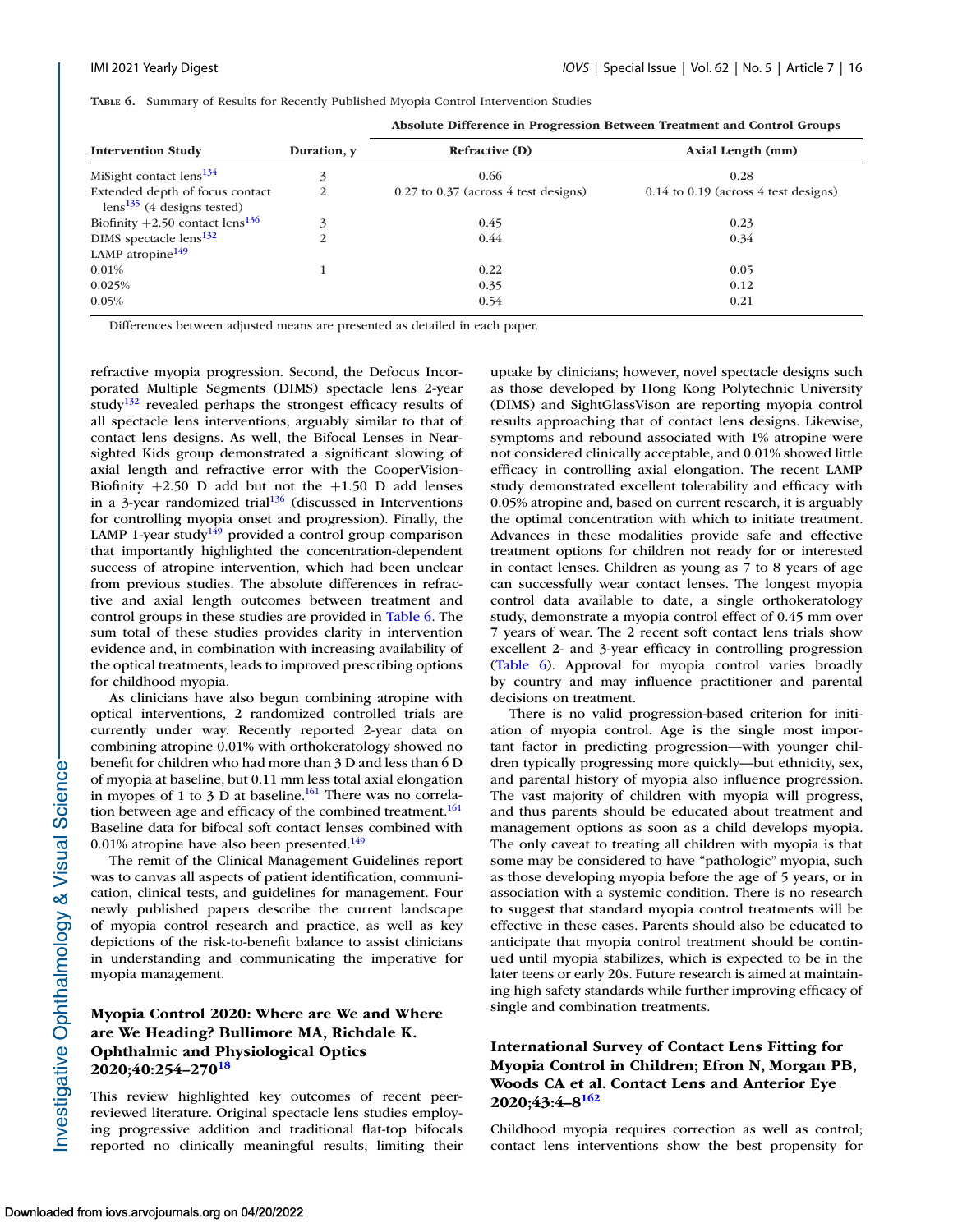**TABLE 6.** Summary of Results for Recently Published Myopia Control Intervention Studies

| Intervention Study | Duration, y | Absolute Difference in Progression Between Treatment and Control Groups | |
|---|---|---|---|
| | | Refractive (D) | Axial Length (mm) |
| MiSight contact lens[134] | 3 | 0.66 | 0.28 |
| Extended depth of focus contact lens[135] (4 designs tested) | 2 | 0.27 to 0.37 (across 4 test designs) | 0.14 to 0.19 (across 4 test designs) |
| Biofinity +2.50 contact lens[136] | 3 | 0.45 | 0.23 |
| DIMS spectacle lens[132] | 2 | 0.44 | 0.34 |
| LAMP atropine[149] | | | |
| 0.01% | 1 | 0.22 | 0.05 |
| 0.025% | | 0.35 | 0.12 |
| 0.05% | | 0.54 | 0.21 |

Differences between adjusted means are presented as detailed in each paper.

refractive myopia progression. Second, the Defocus Incorporated Multiple Segments (DIMS) spectacle lens 2-year study[132] revealed perhaps the strongest efficacy results of all spectacle lens interventions, arguably similar to that of contact lens designs. As well, the Bifocal Lenses in Nearsighted Kids group demonstrated a significant slowing of axial length and refractive error with the CooperVision-Biofinity +2.50 D add but not the +1.50 D add lenses in a 3-year randomized trial[136] (discussed in Interventions for controlling myopia onset and progression). Finally, the LAMP 1-year study[149] provided a control group comparison that importantly highlighted the concentration-dependent success of atropine intervention, which had been unclear from previous studies. The absolute differences in refractive and axial length outcomes between treatment and control groups in these studies are provided in Table 6. The sum total of these studies provides clarity in intervention evidence and, in combination with increasing availability of the optical treatments, leads to improved prescribing options for childhood myopia.

As clinicians have also begun combining atropine with optical interventions, 2 randomized controlled trials are currently under way. Recently reported 2-year data on combining atropine 0.01% with orthokeratology showed no benefit for children who had more than 3 D and less than 6 D of myopia at baseline, but 0.11 mm less total axial elongation in myopes of 1 to 3 D at baseline.[161] There was no correlation between age and efficacy of the combined treatment.[161] Baseline data for bifocal soft contact lenses combined with 0.01% atropine have also been presented.[149]

The remit of the Clinical Management Guidelines report was to canvas all aspects of patient identification, communication, clinical tests, and guidelines for management. Four newly published papers describe the current landscape of myopia control research and practice, as well as key depictions of the risk-to-benefit balance to assist clinicians in understanding and communicating the imperative for myopia management.

### Myopia Control 2020: Where are We and Where are We Heading? Bullimore MA, Richdale K. Ophthalmic and Physiological Optics 2020;40:254–270[18]

This review highlighted key outcomes of recent peer-reviewed literature. Original spectacle lens studies employing progressive addition and traditional flat-top bifocals reported no clinically meaningful results, limiting their uptake by clinicians; however, novel spectacle designs such as those developed by Hong Kong Polytechnic University (DIMS) and SightGlassVison are reporting myopia control results approaching that of contact lens designs. Likewise, symptoms and rebound associated with 1% atropine were not considered clinically acceptable, and 0.01% showed little efficacy in controlling axial elongation. The recent LAMP study demonstrated excellent tolerability and efficacy with 0.05% atropine and, based on current research, it is arguably the optimal concentration with which to initiate treatment. Advances in these modalities provide safe and effective treatment options for children not ready for or interested in contact lenses. Children as young as 7 to 8 years of age can successfully wear contact lenses. The longest myopia control data available to date, a single orthokeratology study, demonstrate a myopia control effect of 0.45 mm over 7 years of wear. The 2 recent soft contact lens trials show excellent 2- and 3-year efficacy in controlling progression (Table 6). Approval for myopia control varies broadly by country and may influence practitioner and parental decisions on treatment.

There is no valid progression-based criterion for initiation of myopia control. Age is the single most important factor in predicting progression—with younger children typically progressing more quickly—but ethnicity, sex, and parental history of myopia also influence progression. The vast majority of children with myopia will progress, and thus parents should be educated about treatment and management options as soon as a child develops myopia. The only caveat to treating all children with myopia is that some may be considered to have "pathologic" myopia, such as those developing myopia before the age of 5 years, or in association with a systemic condition. There is no research to suggest that standard myopia control treatments will be effective in these cases. Parents should also be educated to anticipate that myopia control treatment should be continued until myopia stabilizes, which is expected to be in the later teens or early 20s. Future research is aimed at maintaining high safety standards while further improving efficacy of single and combination treatments.

### International Survey of Contact Lens Fitting for Myopia Control in Children; Efron N, Morgan PB, Woods CA et al. Contact Lens and Anterior Eye 2020;43:4–8[162]

Childhood myopia requires correction as well as control; contact lens interventions show the best propensity for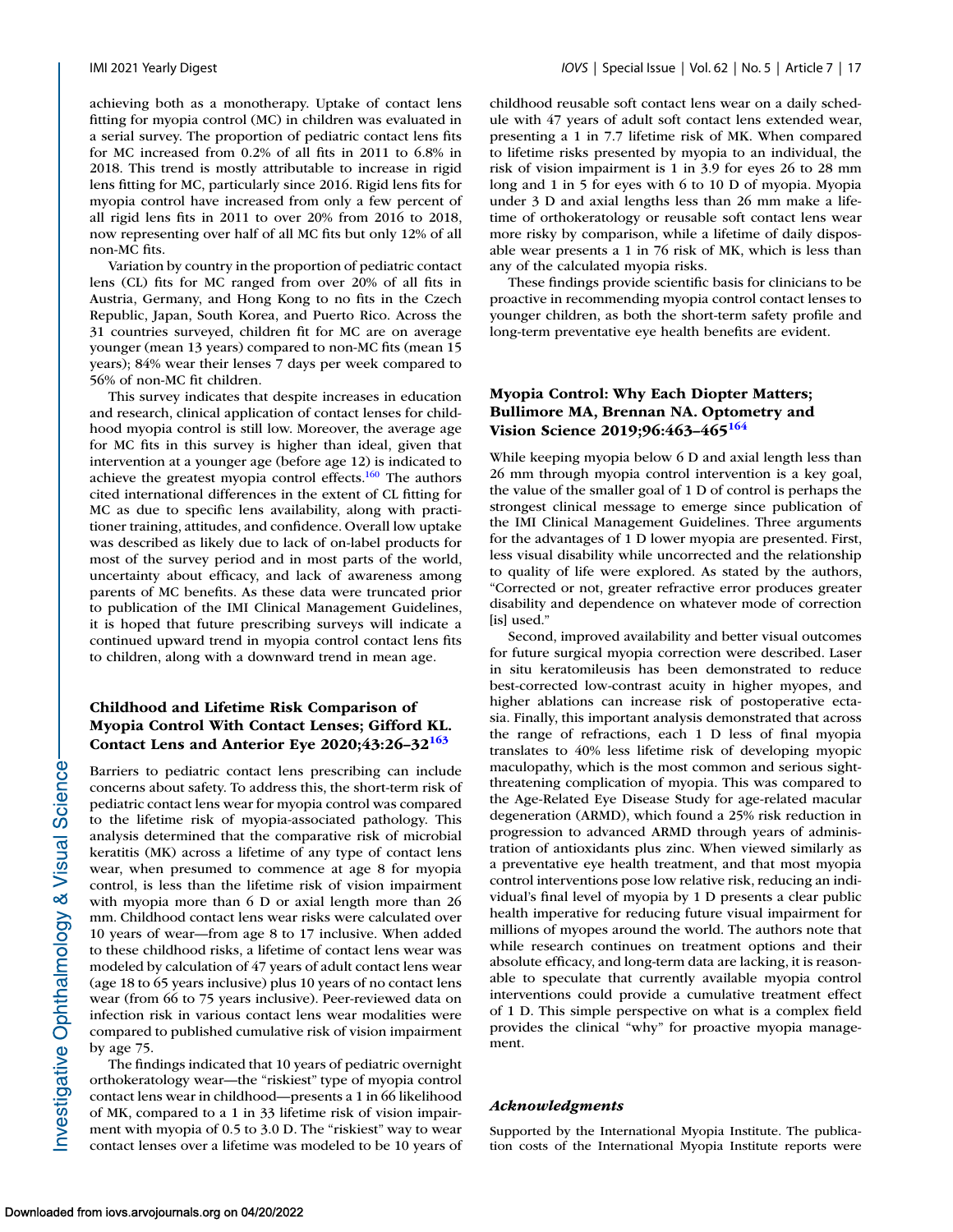achieving both as a monotherapy. Uptake of contact lens fitting for myopia control (MC) in children was evaluated in a serial survey. The proportion of pediatric contact lens fits for MC increased from 0.2% of all fits in 2011 to 6.8% in 2018. This trend is mostly attributable to increase in rigid lens fitting for MC, particularly since 2016. Rigid lens fits for myopia control have increased from only a few percent of all rigid lens fits in 2011 to over 20% from 2016 to 2018, now representing over half of all MC fits but only 12% of all non-MC fits.

Variation by country in the proportion of pediatric contact lens (CL) fits for MC ranged from over 20% of all fits in Austria, Germany, and Hong Kong to no fits in the Czech Republic, Japan, South Korea, and Puerto Rico. Across the 31 countries surveyed, children fit for MC are on average younger (mean 13 years) compared to non-MC fits (mean 15 years); 84% wear their lenses 7 days per week compared to 56% of non-MC fit children.

This survey indicates that despite increases in education and research, clinical application of contact lenses for childhood myopia control is still low. Moreover, the average age for MC fits in this survey is higher than ideal, given that intervention at a younger age (before age 12) is indicated to achieve the greatest myopia control effects.[160] The authors cited international differences in the extent of CL fitting for MC as due to specific lens availability, along with practitioner training, attitudes, and confidence. Overall low uptake was described as likely due to lack of on-label products for most of the survey period and in most parts of the world, uncertainty about efficacy, and lack of awareness among parents of MC benefits. As these data were truncated prior to publication of the IMI Clinical Management Guidelines, it is hoped that future prescribing surveys will indicate a continued upward trend in myopia control contact lens fits to children, along with a downward trend in mean age.

### Childhood and Lifetime Risk Comparison of Myopia Control With Contact Lenses; Gifford KL. Contact Lens and Anterior Eye 2020;43:26–32[163]

Barriers to pediatric contact lens prescribing can include concerns about safety. To address this, the short-term risk of pediatric contact lens wear for myopia control was compared to the lifetime risk of myopia-associated pathology. This analysis determined that the comparative risk of microbial keratitis (MK) across a lifetime of any type of contact lens wear, when presumed to commence at age 8 for myopia control, is less than the lifetime risk of vision impairment with myopia more than 6 D or axial length more than 26 mm. Childhood contact lens wear risks were calculated over 10 years of wear—from age 8 to 17 inclusive. When added to these childhood risks, a lifetime of contact lens wear was modeled by calculation of 47 years of adult contact lens wear (age 18 to 65 years inclusive) plus 10 years of no contact lens wear (from 66 to 75 years inclusive). Peer-reviewed data on infection risk in various contact lens wear modalities were compared to published cumulative risk of vision impairment by age 75.

The findings indicated that 10 years of pediatric overnight orthokeratology wear—the "riskiest" type of myopia control contact lens wear in childhood—presents a 1 in 66 likelihood of MK, compared to a 1 in 33 lifetime risk of vision impairment with myopia of 0.5 to 3.0 D. The "riskiest" way to wear contact lenses over a lifetime was modeled to be 10 years of childhood reusable soft contact lens wear on a daily schedule with 47 years of adult soft contact lens extended wear, presenting a 1 in 7.7 lifetime risk of MK. When compared to lifetime risks presented by myopia to an individual, the risk of vision impairment is 1 in 3.9 for eyes 26 to 28 mm long and 1 in 5 for eyes with 6 to 10 D of myopia. Myopia under 3 D and axial lengths less than 26 mm make a lifetime of orthokeratology or reusable soft contact lens wear more risky by comparison, while a lifetime of daily disposable wear presents a 1 in 76 risk of MK, which is less than any of the calculated myopia risks.

These findings provide scientific basis for clinicians to be proactive in recommending myopia control contact lenses to younger children, as both the short-term safety profile and long-term preventative eye health benefits are evident.

### Myopia Control: Why Each Diopter Matters; Bullimore MA, Brennan NA. Optometry and Vision Science 2019;96:463–465[164]

While keeping myopia below 6 D and axial length less than 26 mm through myopia control intervention is a key goal, the value of the smaller goal of 1 D of control is perhaps the strongest clinical message to emerge since publication of the IMI Clinical Management Guidelines. Three arguments for the advantages of 1 D lower myopia are presented. First, less visual disability while uncorrected and the relationship to quality of life were explored. As stated by the authors, "Corrected or not, greater refractive error produces greater disability and dependence on whatever mode of correction [is] used."

Second, improved availability and better visual outcomes for future surgical myopia correction were described. Laser in situ keratomileusis has been demonstrated to reduce best-corrected low-contrast acuity in higher myopes, and higher ablations can increase risk of postoperative ectasia. Finally, this important analysis demonstrated that across the range of refractions, each 1 D less of final myopia translates to 40% less lifetime risk of developing myopic maculopathy, which is the most common and serious sight-threatening complication of myopia. This was compared to the Age-Related Eye Disease Study for age-related macular degeneration (ARMD), which found a 25% risk reduction in progression to advanced ARMD through years of administration of antioxidants plus zinc. When viewed similarly as a preventative eye health treatment, and that most myopia control interventions pose low relative risk, reducing an individual's final level of myopia by 1 D presents a clear public health imperative for reducing future visual impairment for millions of myopes around the world. The authors note that while research continues on treatment options and their absolute efficacy, and long-term data are lacking, it is reasonable to speculate that currently available myopia control interventions could provide a cumulative treatment effect of 1 D. This simple perspective on what is a complex field provides the clinical "why" for proactive myopia management.

### *Acknowledgments*

Supported by the International Myopia Institute. The publication costs of the International Myopia Institute reports were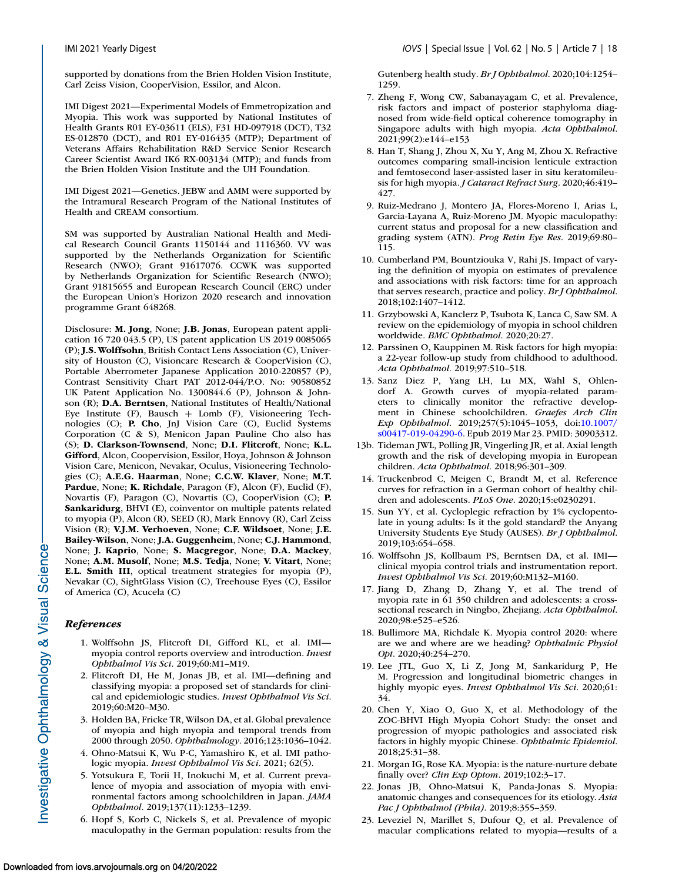supported by donations from the Brien Holden Vision Institute, Carl Zeiss Vision, CooperVision, Essilor, and Alcon.

IMI Digest 2021—Experimental Models of Emmetropization and Myopia. This work was supported by National Institutes of Health Grants R01 EY-03611 (ELS), F31 HD-097918 (DCT), T32 ES-012870 (DCT), and R01 EY-016435 (MTP); Department of Veterans Affairs Rehabilitation R&D Service Senior Research Career Scientist Award IK6 RX-003134 (MTP); and funds from the Brien Holden Vision Institute and the UH Foundation.

IMI Digest 2021—Genetics. JEBW and AMM were supported by the Intramural Research Program of the National Institutes of Health and CREAM consortium.

SM was supported by Australian National Health and Medical Research Council Grants 1150144 and 1116360. VV was supported by the Netherlands Organization for Scientific Research (NWO); Grant 91617076. CCWK was supported by Netherlands Organization for Scientific Research (NWO); Grant 91815655 and European Research Council (ERC) under the European Union's Horizon 2020 research and innovation programme Grant 648268.

Disclosure: **M. Jong**, None; **J.B. Jonas**, European patent application 16 720 043.5 (P), US patent application US 2019 0085065 (P); **J.S. Wolffsohn**, British Contact Lens Association (C), University of Houston (C), Visioncare Research & CooperVision (C), Portable Aberrometer Japanese Application 2010-220857 (P), Contrast Sensitivity Chart PAT 2012-044/P.O. No: 90580852 UK Patent Application No. 1300844.6 (P), Johnson & Johnson (R); **D.A. Berntsen**, National Institutes of Health/National Eye Institute (F), Bausch + Lomb (F), Visioneering Technologies (C); **P. Cho**, JnJ Vision Care (C), Euclid Systems Corporation (C & S), Menicon Japan Pauline Cho also has (S); **D. Clarkson-Townsend**, None; **D.I. Flitcroft**, None; **K.L. Gifford**, Alcon, Coopervision, Essilor, Hoya, Johnson & Johnson Vision Care, Menicon, Nevakar, Oculus, Visioneering Technologies (C); **A.E.G. Haarman**, None; **C.C.W. Klaver**, None; **M.T. Pardue**, None; **K. Richdale**, Paragon (F), Alcon (F), Euclid (F), Novartis (F), Paragon (C), Novartis (C), CooperVision (C); **P. Sankaridurg**, BHVI (E), coinventor on multiple patents related to myopia (P), Alcon (R), SEED (R), Mark Ennovy (R), Carl Zeiss Vision (R); **V.J.M. Verhoeven**, None; **C.F. Wildsoet**, None; **J.E. Bailey-Wilson**, None; **J.A. Guggenheim**, None; **C.J. Hammond**, None; **J. Kaprio**, None; **S. Macgregor**, None; **D.A. Mackey**, None; **A.M. Musolf**, None; **M.S. Tedja**, None; **V. Vitart**, None; **E.L. Smith III**, optical treatment strategies for myopia (P), Nevakar (C), SightGlass Vision (C), Treehouse Eyes (C), Essilor of America (C), Acucela (C)

## References

1. Wolffsohn JS, Flitcroft DI, Gifford KL, et al. IMI—myopia control reports overview and introduction. *Invest Ophthalmol Vis Sci*. 2019;60:M1–M19.
2. Flitcroft DI, He M, Jonas JB, et al. IMI—defining and classifying myopia: a proposed set of standards for clinical and epidemiologic studies. *Invest Ophthalmol Vis Sci*. 2019;60:M20–M30.
3. Holden BA, Fricke TR, Wilson DA, et al. Global prevalence of myopia and high myopia and temporal trends from 2000 through 2050. *Ophthalmology*. 2016;123:1036–1042.
4. Ohno-Matsui K, Wu P-C, Yamashiro K, et al. IMI pathologic myopia. *Invest Ophthalmol Vis Sci*. 2021; 62(5).
5. Yotsukura E, Torii H, Inokuchi M, et al. Current prevalence of myopia and association of myopia with environmental factors among schoolchildren in Japan. *JAMA Ophthalmol*. 2019;137(11):1233–1239.
6. Hopf S, Korb C, Nickels S, et al. Prevalence of myopic maculopathy in the German population: results from the Gutenberg health study. *Br J Ophthalmol*. 2020;104:1254–1259.
7. Zheng F, Wong CW, Sabanayagam C, et al. Prevalence, risk factors and impact of posterior staphyloma diagnosed from wide-field optical coherence tomography in Singapore adults with high myopia. *Acta Ophthalmol*. 2021;99(2):e144–e153
8. Han T, Shang J, Zhou X, Xu Y, Ang M, Zhou X. Refractive outcomes comparing small-incision lenticule extraction and femtosecond laser-assisted laser in situ keratomileusis for high myopia. *J Cataract Refract Surg*. 2020;46:419–427.
9. Ruiz-Medrano J, Montero JA, Flores-Moreno I, Arias L, Garcia-Layana A, Ruiz-Moreno JM. Myopic maculopathy: current status and proposal for a new classification and grading system (ATN). *Prog Retin Eye Res*. 2019;69:80–115.
10. Cumberland PM, Bountziouka V, Rahi JS. Impact of varying the definition of myopia on estimates of prevalence and associations with risk factors: time for an approach that serves research, practice and policy. *Br J Ophthalmol*. 2018;102:1407–1412.
11. Grzybowski A, Kanclerz P, Tsubota K, Lanca C, Saw SM. A review on the epidemiology of myopia in school children worldwide. *BMC Ophthalmol*. 2020;20:27.
12. Parssinen O, Kauppinen M. Risk factors for high myopia: a 22-year follow-up study from childhood to adulthood. *Acta Ophthalmol*. 2019;97:510–518.
13. Sanz Diez P, Yang LH, Lu MX, Wahl S, Ohlendorf A. Growth curves of myopia-related parameters to clinically monitor the refractive development in Chinese schoolchildren. *Graefes Arch Clin Exp Ophthalmol*. 2019;257(5):1045–1053, doi:10.1007/s00417-019-04290-6. Epub 2019 Mar 23. PMID: 30903312.

13b. Tideman JWL, Polling JR, Vingerling JR, et al. Axial length growth and the risk of developing myopia in European children. *Acta Ophthalmol*. 2018;96:301–309.

14. Truckenbrod C, Meigen C, Brandt M, et al. Reference curves for refraction in a German cohort of healthy children and adolescents. *PLoS One*. 2020;15:e0230291.
15. Sun YY, et al. Cycloplegic refraction by 1% cyclopentolate in young adults: Is it the gold standard? the Anyang University Students Eye Study (AUSES). *Br J Ophthalmol*. 2019;103:654–658.
16. Wolffsohn JS, Kollbaum PS, Berntsen DA, et al. IMI—clinical myopia control trials and instrumentation report. *Invest Ophthalmol Vis Sci*. 2019;60:M132–M160.
17. Jiang D, Zhang D, Zhang Y, et al. The trend of myopia rate in 61 350 children and adolescents: a cross-sectional research in Ningbo, Zhejiang. *Acta Ophthalmol*. 2020;98:e525–e526.
18. Bullimore MA, Richdale K. Myopia control 2020: where are we and where are we heading? *Ophthalmic Physiol Opt*. 2020;40:254–270.
19. Lee JTL, Guo X, Li Z, Jong M, Sankaridurg P, He M. Progression and longitudinal biometric changes in highly myopic eyes. *Invest Ophthalmol Vis Sci*. 2020;61:34.
20. Chen Y, Xiao O, Guo X, et al. Methodology of the ZOC-BHVI High Myopia Cohort Study: the onset and progression of myopic pathologies and associated risk factors in highly myopic Chinese. *Ophthalmic Epidemiol*. 2018;25:31–38.
21. Morgan IG, Rose KA. Myopia: is the nature-nurture debate finally over? *Clin Exp Optom*. 2019;102:3–17.
22. Jonas JB, Ohno-Matsui K, Panda-Jonas S. Myopia: anatomic changes and consequences for its etiology. *Asia Pac J Ophthalmol (Phila)*. 2019;8:355–359.
23. Leveziel N, Marillet S, Dufour Q, et al. Prevalence of macular complications related to myopia—results of a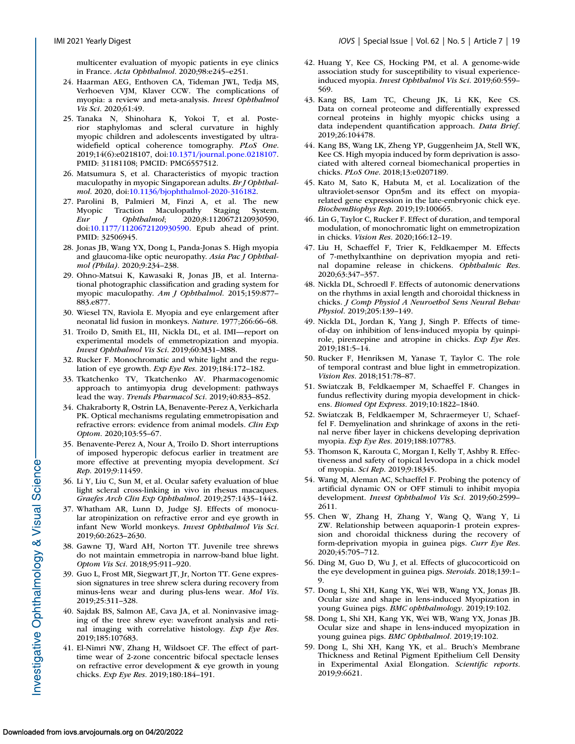multicenter evaluation of myopic patients in eye clinics in France. *Acta Ophthalmol*. 2020;98:e245–e251.

24. Haarman AEG, Enthoven CA, Tideman JWL, Tedja MS, Verhoeven VJM, Klaver CCW. The complications of myopia: a review and meta-analysis. *Invest Ophthalmol Vis Sci*. 2020;61:49.
25. Tanaka N, Shinohara K, Yokoi T, et al. Posterior staphylomas and scleral curvature in highly myopic children and adolescents investigated by ultra-widefield optical coherence tomography. *PLoS One*. 2019;14(6):e0218107, doi:10.1371/journal.pone.0218107. PMID: 31181108; PMCID: PMC6557512.
26. Matsumura S, et al. Characteristics of myopic traction maculopathy in myopic Singaporean adults. *Br J Ophthalmol*. 2020, doi:10.1136/bjophthalmol-2020-316182.
27. Parolini B, Palmieri M, Finzi A, et al. The new Myopic Traction Maculopathy Staging System. *Eur J Ophthalmol*; 2020;8:1120672120930590, doi:10.1177/1120672120930590. Epub ahead of print. PMID: 32506945.
28. Jonas JB, Wang YX, Dong L, Panda-Jonas S. High myopia and glaucoma-like optic neuropathy. *Asia Pac J Ophthalmol (Phila)*. 2020;9:234–238.
29. Ohno-Matsui K, Kawasaki R, Jonas JB, et al. International photographic classification and grading system for myopic maculopathy. *Am J Ophthalmol*. 2015;159:877–883.e877.
30. Wiesel TN, Raviola E. Myopia and eye enlargement after neonatal lid fusion in monkeys. *Nature*. 1977;266:66–68.
31. Troilo D, Smith EL, III, Nickla DL, et al. IMI—report on experimental models of emmetropization and myopia. *Invest Ophthalmol Vis Sci*. 2019;60:M31–M88.
32. Rucker F. Monochromatic and white light and the regulation of eye growth. *Exp Eye Res*. 2019;184:172–182.
33. Tkatchenko TV, Tkatchenko AV. Pharmacogenomic approach to antimyopia drug development: pathways lead the way. *Trends Pharmacol Sci*. 2019;40:833–852.
34. Chakraborty R, Ostrin LA, Benavente-Perez A, Verkicharla PK. Optical mechanisms regulating emmetropisation and refractive errors: evidence from animal models. *Clin Exp Optom*. 2020;103:55–67.
35. Benavente-Perez A, Nour A, Troilo D. Short interruptions of imposed hyperopic defocus earlier in treatment are more effective at preventing myopia development. *Sci Rep*. 2019;9:11459.
36. Li Y, Liu C, Sun M, et al. Ocular safety evaluation of blue light scleral cross-linking in vivo in rhesus macaques. *Graefes Arch Clin Exp Ophthalmol*. 2019;257:1435–1442.
37. Whatham AR, Lunn D, Judge SJ. Effects of monocular atropinization on refractive error and eye growth in infant New World monkeys. *Invest Ophthalmol Vis Sci*. 2019;60:2623–2630.
38. Gawne TJ, Ward AH, Norton TT. Juvenile tree shrews do not maintain emmetropia in narrow-band blue light. *Optom Vis Sci*. 2018;95:911–920.
39. Guo L, Frost MR, Siegwart JT, Jr, Norton TT. Gene expression signatures in tree shrew sclera during recovery from minus-lens wear and during plus-lens wear. *Mol Vis*. 2019;25:311–328.
40. Sajdak BS, Salmon AE, Cava JA, et al. Noninvasive imaging of the tree shrew eye: wavefront analysis and retinal imaging with correlative histology. *Exp Eye Res*. 2019;185:107683.
41. El-Nimri NW, Zhang H, Wildsoet CF. The effect of part-time wear of 2-zone concentric bifocal spectacle lenses on refractive error development & eye growth in young chicks. *Exp Eye Res*. 2019;180:184–191.
42. Huang Y, Kee CS, Hocking PM, et al. A genome-wide association study for susceptibility to visual experience-induced myopia. *Invest Ophthalmol Vis Sci*. 2019;60:559–569.
43. Kang BS, Lam TC, Cheung JK, Li KK, Kee CS. Data on corneal proteome and differentially expressed corneal proteins in highly myopic chicks using a data independent quantification approach. *Data Brief*. 2019;26:104478.
44. Kang BS, Wang LK, Zheng YP, Guggenheim JA, Stell WK, Kee CS. High myopia induced by form deprivation is associated with altered corneal biomechanical properties in chicks. *PLoS One*. 2018;13:e0207189.
45. Kato M, Sato K, Habuta M, et al. Localization of the ultraviolet-sensor Opn5m and its effect on myopia-related gene expression in the late-embryonic chick eye. *BiochemBiophys Rep*. 2019;19:100665.
46. Lin G, Taylor C, Rucker F. Effect of duration, and temporal modulation, of monochromatic light on emmetropization in chicks. *Vision Res*. 2020;166:12–19.
47. Liu H, Schaeffel F, Trier K, Feldkaemper M. Effects of 7-methylxanthine on deprivation myopia and retinal dopamine release in chickens. *Ophthalmic Res*. 2020;63:347–357.
48. Nickla DL, Schroedl F. Effects of autonomic denervations on the rhythms in axial length and choroidal thickness in chicks. *J Comp Physiol A Neuroethol Sens Neural Behav Physiol*. 2019;205:139–149.
49. Nickla DL, Jordan K, Yang J, Singh P. Effects of time-of-day on inhibition of lens-induced myopia by quinpirole, pirenzepine and atropine in chicks. *Exp Eye Res*. 2019;181:5–14.
50. Rucker F, Henriksen M, Yanase T, Taylor C. The role of temporal contrast and blue light in emmetropization. *Vision Res*. 2018;151:78–87.
51. Swiatczak B, Feldkaemper M, Schaeffel F. Changes in fundus reflectivity during myopia development in chickens. *Biomed Opt Express*. 2019;10:1822–1840.
52. Swiatczak B, Feldkaemper M, Schraermeyer U, Schaeffel F. Demyelination and shrinkage of axons in the retinal nerve fiber layer in chickens developing deprivation myopia. *Exp Eye Res*. 2019;188:107783.
53. Thomson K, Karouta C, Morgan I, Kelly T, Ashby R. Effectiveness and safety of topical levodopa in a chick model of myopia. *Sci Rep*. 2019;9:18345.
54. Wang M, Aleman AC, Schaeffel F. Probing the potency of artificial dynamic ON or OFF stimuli to inhibit myopia development. *Invest Ophthalmol Vis Sci*. 2019;60:2599–2611.
55. Chen W, Zhang H, Zhang Y, Wang Q, Wang Y, Li ZW. Relationship between aquaporin-1 protein expression and choroidal thickness during the recovery of form-deprivation myopia in guinea pigs. *Curr Eye Res*. 2020;45:705–712.
56. Ding M, Guo D, Wu J, et al. Effects of glucocorticoid on the eye development in guinea pigs. *Steroids*. 2018;139:1–9.
57. Dong L, Shi XH, Kang YK, Wei WB, Wang YX, Jonas JB. Ocular size and shape in lens-induced Myopization in young Guinea pigs. *BMC ophthalmology*. 2019;19:102.
58. Dong L, Shi XH, Kang YK, Wei WB, Wang YX, Jonas JB. Ocular size and shape in lens-induced myopization in young guinea pigs. *BMC Ophthalmol*. 2019;19:102.
59. Dong L, Shi XH, Kang YK, et al.. Bruch's Membrane Thickness and Retinal Pigment Epithelium Cell Density in Experimental Axial Elongation. *Scientific reports*. 2019;9:6621.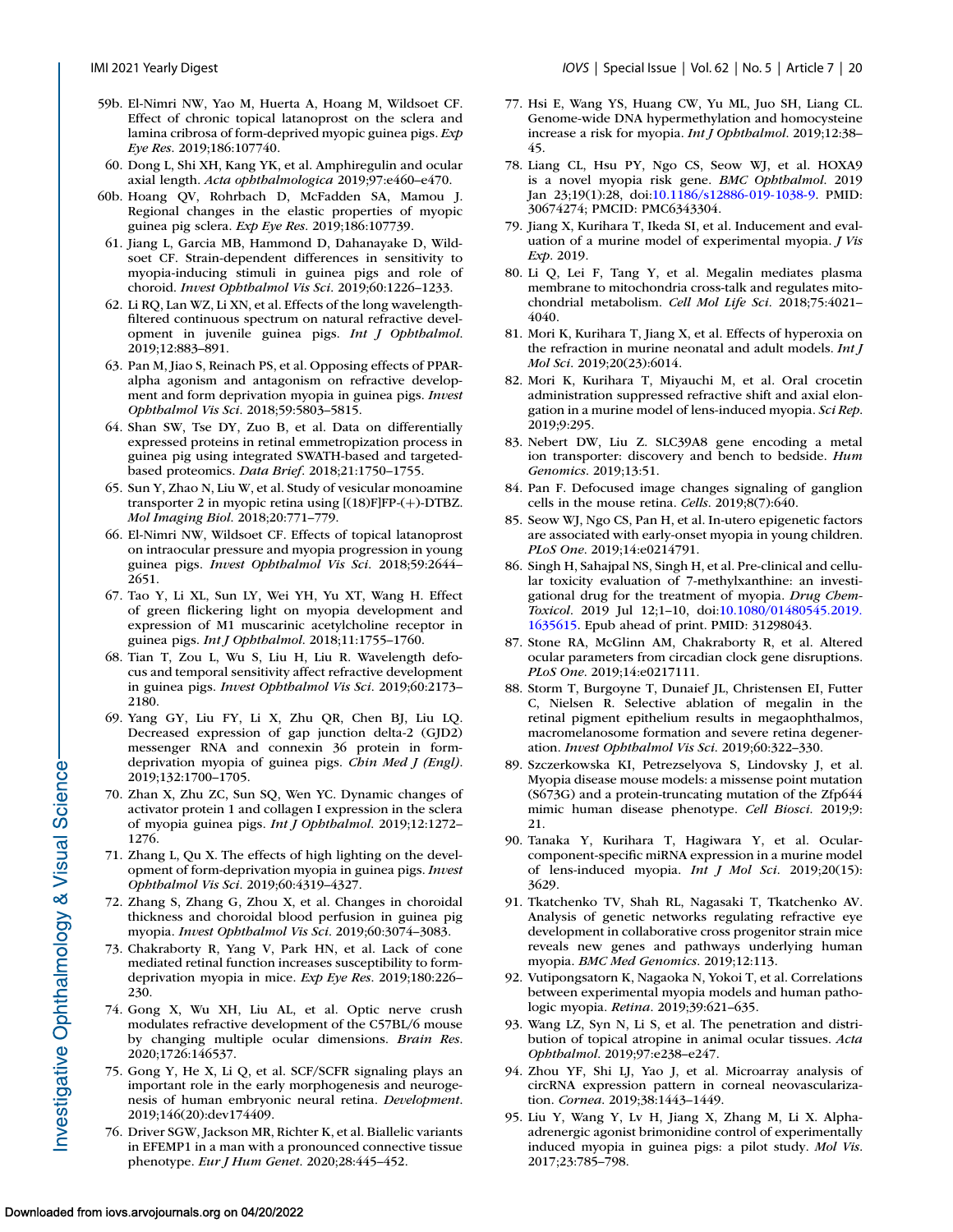59b. El-Nimri NW, Yao M, Huerta A, Hoang M, Wildsoet CF. Effect of chronic topical latanoprost on the sclera and lamina cribrosa of form-deprived myopic guinea pigs. *Exp Eye Res*. 2019;186:107740.

60. Dong L, Shi XH, Kang YK, et al. Amphiregulin and ocular axial length. *Acta ophthalmologica* 2019;97:e460–e470.

60b. Hoang QV, Rohrbach D, McFadden SA, Mamou J. Regional changes in the elastic properties of myopic guinea pig sclera. *Exp Eye Res*. 2019;186:107739.

61. Jiang L, Garcia MB, Hammond D, Dahanayake D, Wildsoet CF. Strain-dependent differences in sensitivity to myopia-inducing stimuli in guinea pigs and role of choroid. *Invest Ophthalmol Vis Sci*. 2019;60:1226–1233.

62. Li RQ, Lan WZ, Li XN, et al. Effects of the long wavelength-filtered continuous spectrum on natural refractive development in juvenile guinea pigs. *Int J Ophthalmol*. 2019;12:883–891.

63. Pan M, Jiao S, Reinach PS, et al. Opposing effects of PPAR-alpha agonism and antagonism on refractive development and form deprivation myopia in guinea pigs. *Invest Ophthalmol Vis Sci*. 2018;59:5803–5815.

64. Shan SW, Tse DY, Zuo B, et al. Data on differentially expressed proteins in retinal emmetropization process in guinea pig using integrated SWATH-based and targeted-based proteomics. *Data Brief*. 2018;21:1750–1755.

65. Sun Y, Zhao N, Liu W, et al. Study of vesicular monoamine transporter 2 in myopic retina using [(18)F]FP-(+)-DTBZ. *Mol Imaging Biol*. 2018;20:771–779.

66. El-Nimri NW, Wildsoet CF. Effects of topical latanoprost on intraocular pressure and myopia progression in young guinea pigs. *Invest Ophthalmol Vis Sci*. 2018;59:2644–2651.

67. Tao Y, Li XL, Sun LY, Wei YH, Yu XT, Wang H. Effect of green flickering light on myopia development and expression of M1 muscarinic acetylcholine receptor in guinea pigs. *Int J Ophthalmol*. 2018;11:1755–1760.

68. Tian T, Zou L, Wu S, Liu H, Liu R. Wavelength defocus and temporal sensitivity affect refractive development in guinea pigs. *Invest Ophthalmol Vis Sci*. 2019;60:2173–2180.

69. Yang GY, Liu FY, Li X, Zhu QR, Chen BJ, Liu LQ. Decreased expression of gap junction delta-2 (GJD2) messenger RNA and connexin 36 protein in form-deprivation myopia of guinea pigs. *Chin Med J (Engl)*. 2019;132:1700–1705.

70. Zhan X, Zhu ZC, Sun SQ, Wen YC. Dynamic changes of activator protein 1 and collagen I expression in the sclera of myopia guinea pigs. *Int J Ophthalmol*. 2019;12:1272–1276.

71. Zhang L, Qu X. The effects of high lighting on the development of form-deprivation myopia in guinea pigs. *Invest Ophthalmol Vis Sci*. 2019;60:4319–4327.

72. Zhang S, Zhang G, Zhou X, et al. Changes in choroidal thickness and choroidal blood perfusion in guinea pig myopia. *Invest Ophthalmol Vis Sci*. 2019;60:3074–3083.

73. Chakraborty R, Yang V, Park HN, et al. Lack of cone mediated retinal function increases susceptibility to form-deprivation myopia in mice. *Exp Eye Res*. 2019;180:226–230.

74. Gong X, Wu XH, Liu AL, et al. Optic nerve crush modulates refractive development of the C57BL/6 mouse by changing multiple ocular dimensions. *Brain Res*. 2020;1726:146537.

75. Gong Y, He X, Li Q, et al. SCF/SCFR signaling plays an important role in the early morphogenesis and neurogenesis of human embryonic neural retina. *Development*. 2019;146(20):dev174409.

76. Driver SGW, Jackson MR, Richter K, et al. Biallelic variants in EFEMP1 in a man with a pronounced connective tissue phenotype. *Eur J Hum Genet*. 2020;28:445–452.

77. Hsi E, Wang YS, Huang CW, Yu ML, Juo SH, Liang CL. Genome-wide DNA hypermethylation and homocysteine increase a risk for myopia. *Int J Ophthalmol*. 2019;12:38–45.

78. Liang CL, Hsu PY, Ngo CS, Seow WJ, et al. HOXA9 is a novel myopia risk gene. *BMC Ophthalmol*. 2019 Jan 23;19(1):28, doi:10.1186/s12886-019-1038-9. PMID: 30674274; PMCID: PMC6343304.

79. Jiang X, Kurihara T, Ikeda SI, et al. Inducement and evaluation of a murine model of experimental myopia. *J Vis Exp*. 2019.

80. Li Q, Lei F, Tang Y, et al. Megalin mediates plasma membrane to mitochondria cross-talk and regulates mitochondrial metabolism. *Cell Mol Life Sci*. 2018;75:4021–4040.

81. Mori K, Kurihara T, Jiang X, et al. Effects of hyperoxia on the refraction in murine neonatal and adult models. *Int J Mol Sci*. 2019;20(23):6014.

82. Mori K, Kurihara T, Miyauchi M, et al. Oral crocetin administration suppressed refractive shift and axial elongation in a murine model of lens-induced myopia. *Sci Rep*. 2019;9:295.

83. Nebert DW, Liu Z. SLC39A8 gene encoding a metal ion transporter: discovery and bench to bedside. *Hum Genomics*. 2019;13:51.

84. Pan F. Defocused image changes signaling of ganglion cells in the mouse retina. *Cells*. 2019;8(7):640.

85. Seow WJ, Ngo CS, Pan H, et al. In-utero epigenetic factors are associated with early-onset myopia in young children. *PLoS One*. 2019;14:e0214791.

86. Singh H, Sahajpal NS, Singh H, et al. Pre-clinical and cellular toxicity evaluation of 7-methylxanthine: an investigational drug for the treatment of myopia. *Drug Chem Toxicol*. 2019 Jul 12;1–10, doi:10.1080/01480545.2019.1635615. Epub ahead of print. PMID: 31298043.

87. Stone RA, McGlinn AM, Chakraborty R, et al. Altered ocular parameters from circadian clock gene disruptions. *PLoS One*. 2019;14:e0217111.

88. Storm T, Burgoyne T, Dunaief JL, Christensen EI, Futter C, Nielsen R. Selective ablation of megalin in the retinal pigment epithelium results in megaophthalmos, macromelanosome formation and severe retina degeneration. *Invest Ophthalmol Vis Sci*. 2019;60:322–330.

89. Szczerkowska KI, Petrezselyova S, Lindovsky J, et al. Myopia disease mouse models: a missense point mutation (S673G) and a protein-truncating mutation of the Zfp644 mimic human disease phenotype. *Cell Biosci*. 2019;9:21.

90. Tanaka Y, Kurihara T, Hagiwara Y, et al. Ocular-component-specific miRNA expression in a murine model of lens-induced myopia. *Int J Mol Sci*. 2019;20(15):3629.

91. Tkatchenko TV, Shah RL, Nagasaki T, Tkatchenko AV. Analysis of genetic networks regulating refractive eye development in collaborative cross progenitor strain mice reveals new genes and pathways underlying human myopia. *BMC Med Genomics*. 2019;12:113.

92. Vutipongsatorn K, Nagaoka N, Yokoi T, et al. Correlations between experimental myopia models and human pathologic myopia. *Retina*. 2019;39:621–635.

93. Wang LZ, Syn N, Li S, et al. The penetration and distribution of topical atropine in animal ocular tissues. *Acta Ophthalmol*. 2019;97:e238–e247.

94. Zhou YF, Shi LJ, Yao J, et al. Microarray analysis of circRNA expression pattern in corneal neovascularization. *Cornea*. 2019;38:1443–1449.

95. Liu Y, Wang Y, Lv H, Jiang X, Zhang M, Li X. Alpha-adrenergic agonist brimonidine control of experimentally induced myopia in guinea pigs: a pilot study. *Mol Vis*. 2017;23:785–798.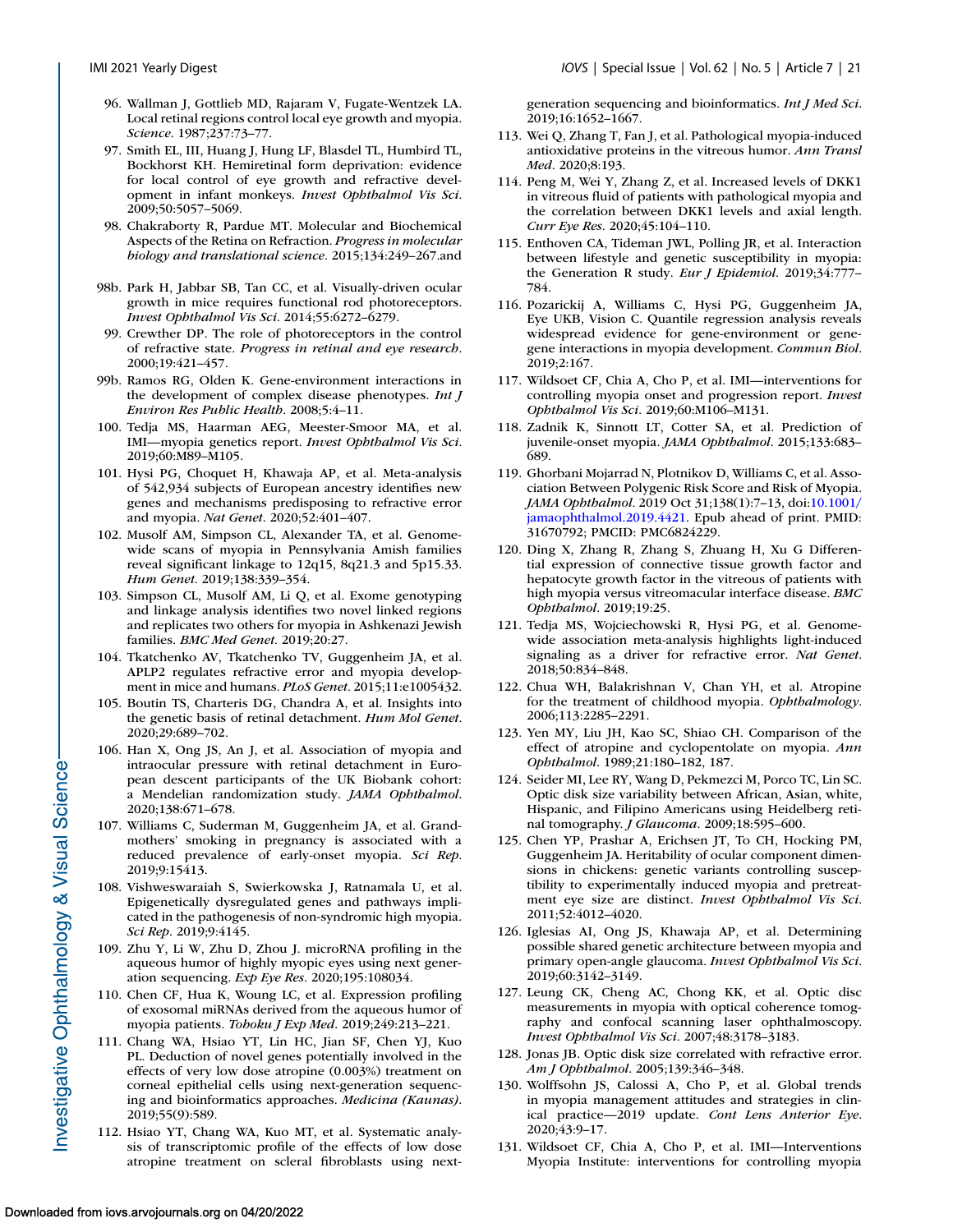96. Wallman J, Gottlieb MD, Rajaram V, Fugate-Wentzek LA. Local retinal regions control local eye growth and myopia. *Science*. 1987;237:73–77.
97. Smith EL, III, Huang J, Hung LF, Blasdel TL, Humbird TL, Bockhorst KH. Hemiretinal form deprivation: evidence for local control of eye growth and refractive development in infant monkeys. *Invest Ophthalmol Vis Sci*. 2009;50:5057–5069.
98. Chakraborty R, Pardue MT. Molecular and Biochemical Aspects of the Retina on Refraction. *Progress in molecular biology and translational science*. 2015;134:249–267.and
98b. Park H, Jabbar SB, Tan CC, et al. Visually-driven ocular growth in mice requires functional rod photoreceptors. *Invest Ophthalmol Vis Sci*. 2014;55:6272–6279.
99. Crewther DP. The role of photoreceptors in the control of refractive state. *Progress in retinal and eye research*. 2000;19:421–457.
99b. Ramos RG, Olden K. Gene-environment interactions in the development of complex disease phenotypes. *Int J Environ Res Public Health*. 2008;5:4–11.
100. Tedja MS, Haarman AEG, Meester-Smoor MA, et al. IMI—myopia genetics report. *Invest Ophthalmol Vis Sci*. 2019;60:M89–M105.
101. Hysi PG, Choquet H, Khawaja AP, et al. Meta-analysis of 542,934 subjects of European ancestry identifies new genes and mechanisms predisposing to refractive error and myopia. *Nat Genet*. 2020;52:401–407.
102. Musolf AM, Simpson CL, Alexander TA, et al. Genome-wide scans of myopia in Pennsylvania Amish families reveal significant linkage to 12q15, 8q21.3 and 5p15.33. *Hum Genet*. 2019;138:339–354.
103. Simpson CL, Musolf AM, Li Q, et al. Exome genotyping and linkage analysis identifies two novel linked regions and replicates two others for myopia in Ashkenazi Jewish families. *BMC Med Genet*. 2019;20:27.
104. Tkatchenko AV, Tkatchenko TV, Guggenheim JA, et al. APLP2 regulates refractive error and myopia development in mice and humans. *PLoS Genet*. 2015;11:e1005432.
105. Boutin TS, Charteris DG, Chandra A, et al. Insights into the genetic basis of retinal detachment. *Hum Mol Genet*. 2020;29:689–702.
106. Han X, Ong JS, An J, et al. Association of myopia and intraocular pressure with retinal detachment in European descent participants of the UK Biobank cohort: a Mendelian randomization study. *JAMA Ophthalmol*. 2020;138:671–678.
107. Williams C, Suderman M, Guggenheim JA, et al. Grandmothers' smoking in pregnancy is associated with a reduced prevalence of early-onset myopia. *Sci Rep*. 2019;9:15413.
108. Vishweswaraiah S, Swierkowska J, Ratnamala U, et al. Epigenetically dysregulated genes and pathways implicated in the pathogenesis of non-syndromic high myopia. *Sci Rep*. 2019;9:4145.
109. Zhu Y, Li W, Zhu D, Zhou J. microRNA profiling in the aqueous humor of highly myopic eyes using next generation sequencing. *Exp Eye Res*. 2020;195:108034.
110. Chen CF, Hua K, Woung LC, et al. Expression profiling of exosomal miRNAs derived from the aqueous humor of myopia patients. *Tohoku J Exp Med*. 2019;249:213–221.
111. Chang WA, Hsiao YT, Lin HC, Jian SF, Chen YJ, Kuo PL. Deduction of novel genes potentially involved in the effects of very low dose atropine (0.003%) treatment on corneal epithelial cells using next-generation sequencing and bioinformatics approaches. *Medicina (Kaunas)*. 2019;55(9):589.
112. Hsiao YT, Chang WA, Kuo MT, et al. Systematic analysis of transcriptomic profile of the effects of low dose atropine treatment on scleral fibroblasts using next-generation sequencing and bioinformatics. *Int J Med Sci*. 2019;16:1652–1667.
113. Wei Q, Zhang T, Fan J, et al. Pathological myopia-induced antioxidative proteins in the vitreous humor. *Ann Transl Med*. 2020;8:193.
114. Peng M, Wei Y, Zhang Z, et al. Increased levels of DKK1 in vitreous fluid of patients with pathological myopia and the correlation between DKK1 levels and axial length. *Curr Eye Res*. 2020;45:104–110.
115. Enthoven CA, Tideman JWL, Polling JR, et al. Interaction between lifestyle and genetic susceptibility in myopia: the Generation R study. *Eur J Epidemiol*. 2019;34:777–784.
116. Pozarickij A, Williams C, Hysi PG, Guggenheim JA, Eye UKB, Vision C. Quantile regression analysis reveals widespread evidence for gene-environment or gene-gene interactions in myopia development. *Commun Biol*. 2019;2:167.
117. Wildsoet CF, Chia A, Cho P, et al. IMI—interventions for controlling myopia onset and progression report. *Invest Ophthalmol Vis Sci*. 2019;60:M106–M131.
118. Zadnik K, Sinnott LT, Cotter SA, et al. Prediction of juvenile-onset myopia. *JAMA Ophthalmol*. 2015;133:683–689.
119. Ghorbani Mojarrad N, Plotnikov D, Williams C, et al. Association Between Polygenic Risk Score and Risk of Myopia. *JAMA Ophthalmol*. 2019 Oct 31;138(1):7–13, doi:10.1001/jamaophthalmol.2019.4421. Epub ahead of print. PMID: 31670792; PMCID: PMC6824229.
120. Ding X, Zhang R, Zhang S, Zhuang H, Xu G Differential expression of connective tissue growth factor and hepatocyte growth factor in the vitreous of patients with high myopia versus vitreomacular interface disease. *BMC Ophthalmol*. 2019;19:25.
121. Tedja MS, Wojciechowski R, Hysi PG, et al. Genome-wide association meta-analysis highlights light-induced signaling as a driver for refractive error. *Nat Genet*. 2018;50:834–848.
122. Chua WH, Balakrishnan V, Chan YH, et al. Atropine for the treatment of childhood myopia. *Ophthalmology*. 2006;113:2285–2291.
123. Yen MY, Liu JH, Kao SC, Shiao CH. Comparison of the effect of atropine and cyclopentolate on myopia. *Ann Ophthalmol*. 1989;21:180–182, 187.
124. Seider MI, Lee RY, Wang D, Pekmezci M, Porco TC, Lin SC. Optic disk size variability between African, Asian, white, Hispanic, and Filipino Americans using Heidelberg retinal tomography. *J Glaucoma*. 2009;18:595–600.
125. Chen YP, Prashar A, Erichsen JT, To CH, Hocking PM, Guggenheim JA. Heritability of ocular component dimensions in chickens: genetic variants controlling susceptibility to experimentally induced myopia and pretreatment eye size are distinct. *Invest Ophthalmol Vis Sci*. 2011;52:4012–4020.
126. Iglesias AI, Ong JS, Khawaja AP, et al. Determining possible shared genetic architecture between myopia and primary open-angle glaucoma. *Invest Ophthalmol Vis Sci*. 2019;60:3142–3149.
127. Leung CK, Cheng AC, Chong KK, et al. Optic disc measurements in myopia with optical coherence tomography and confocal scanning laser ophthalmoscopy. *Invest Ophthalmol Vis Sci*. 2007;48:3178–3183.
128. Jonas JB. Optic disk size correlated with refractive error. *Am J Ophthalmol*. 2005;139:346–348.
130. Wolffsohn JS, Calossi A, Cho P, et al. Global trends in myopia management attitudes and strategies in clinical practice—2019 update. *Cont Lens Anterior Eye*. 2020;43:9–17.
131. Wildsoet CF, Chia A, Cho P, et al. IMI—Interventions Myopia Institute: interventions for controlling myopia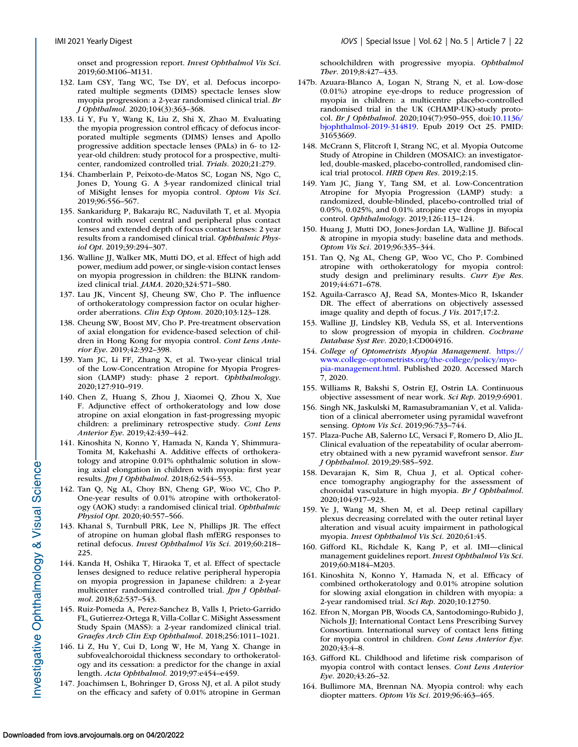onset and progression report. *Invest Ophthalmol Vis Sci*. 2019;60:M106–M131.

132. Lam CSY, Tang WC, Tse DY, et al. Defocus incorporated multiple segments (DIMS) spectacle lenses slow myopia progression: a 2-year randomised clinical trial. *Br J Ophthalmol*. 2020;104(3):363–368.
133. Li Y, Fu Y, Wang K, Liu Z, Shi X, Zhao M. Evaluating the myopia progression control efficacy of defocus incorporated multiple segments (DIMS) lenses and Apollo progressive addition spectacle lenses (PALs) in 6- to 12-year-old children: study protocol for a prospective, multicenter, randomized controlled trial. *Trials*. 2020;21:279.
134. Chamberlain P, Peixoto-de-Matos SC, Logan NS, Ngo C, Jones D, Young G. A 3-year randomized clinical trial of MiSight lenses for myopia control. *Optom Vis Sci*. 2019;96:556–567.
135. Sankaridurg P, Bakaraju RC, Naduvilath T, et al. Myopia control with novel central and peripheral plus contact lenses and extended depth of focus contact lenses: 2 year results from a randomised clinical trial. *Ophthalmic Physiol Opt*. 2019;39:294–307.
136. Walline JJ, Walker MK, Mutti DO, et al. Effect of high add power, medium add power, or single-vision contact lenses on myopia progression in children: the BLINK randomized clinical trial. *JAMA*. 2020;324:571–580.
137. Lau JK, Vincent SJ, Cheung SW, Cho P. The influence of orthokeratology compression factor on ocular higher-order aberrations. *Clin Exp Optom*. 2020;103:123–128.
138. Cheung SW, Boost MV, Cho P. Pre-treatment observation of axial elongation for evidence-based selection of children in Hong Kong for myopia control. *Cont Lens Anterior Eye*. 2019;42:392–398.
139. Yam JC, Li FF, Zhang X, et al. Two-year clinical trial of the Low-Concentration Atropine for Myopia Progression (LAMP) study: phase 2 report. *Ophthalmology*. 2020;127:910–919.
140. Chen Z, Huang S, Zhou J, Xiaomei Q, Zhou X, Xue F. Adjunctive effect of orthokeratology and low dose atropine on axial elongation in fast-progressing myopic children: a preliminary retrospective study. *Cont Lens Anterior Eye*. 2019;42:439–442.
141. Kinoshita N, Konno Y, Hamada N, Kanda Y, Shimmura-Tomita M, Kakehashi A. Additive effects of orthokeratology and atropine 0.01% ophthalmic solution in slowing axial elongation in children with myopia: first year results. *Jpn J Ophthalmol*. 2018;62:544–553.
142. Tan Q, Ng AL, Choy BN, Cheng GP, Woo VC, Cho P. One-year results of 0.01% atropine with orthokeratology (AOK) study: a randomised clinical trial. *Ophthalmic Physiol Opt*. 2020;40:557–566.
143. Khanal S, Turnbull PRK, Lee N, Phillips JR. The effect of atropine on human global flash mfERG responses to retinal defocus. *Invest Ophthalmol Vis Sci*. 2019;60:218–225.
144. Kanda H, Oshika T, Hiraoka T, et al. Effect of spectacle lenses designed to reduce relative peripheral hyperopia on myopia progression in Japanese children: a 2-year multicenter randomized controlled trial. *Jpn J Ophthalmol*. 2018;62:537–543.
145. Ruiz-Pomeda A, Perez-Sanchez B, Valls I, Prieto-Garrido FL, Gutierrez-Ortega R, Villa-Collar C. MiSight Assessment Study Spain (MASS): a 2-year randomized clinical trial. *Graefes Arch Clin Exp Ophthalmol*. 2018;256:1011–1021.
146. Li Z, Hu Y, Cui D, Long W, He M, Yang X. Change in subfovealchoroidal thickness secondary to orthokeratology and its cessation: a predictor for the change in axial length. *Acta Ophthalmol*. 2019;97:e454–e459.
147. Joachimsen L, Bohringer D, Gross NJ, et al. A pilot study on the efficacy and safety of 0.01% atropine in German schoolchildren with progressive myopia. *Ophthalmol Ther*. 2019;8:427–433.

147b. Azuara-Blanco A, Logan N, Strang N, et al. Low-dose (0.01%) atropine eye-drops to reduce progression of myopia in children: a multicentre placebo-controlled randomised trial in the UK (CHAMP-UK)-study protocol. *Br J Ophthalmol*. 2020;104(7):950–955, doi:10.1136/bjophthalmol-2019-314819. Epub 2019 Oct 25. PMID: 31653669.

148. McCrann S, Flitcroft I, Strang NC, et al. Myopia Outcome Study of Atropine in Children (MOSAIC): an investigator-led, double-masked, placebo-controlled, randomised clinical trial protocol. *HRB Open Res*. 2019;2:15.
149. Yam JC, Jiang Y, Tang SM, et al. Low-Concentration Atropine for Myopia Progression (LAMP) study: a randomized, double-blinded, placebo-controlled trial of 0.05%, 0.025%, and 0.01% atropine eye drops in myopia control. *Ophthalmology*. 2019;126:113–124.
150. Huang J, Mutti DO, Jones-Jordan LA, Walline JJ. Bifocal & atropine in myopia study: baseline data and methods. *Optom Vis Sci*. 2019;96:335–344.
151. Tan Q, Ng AL, Cheng GP, Woo VC, Cho P. Combined atropine with orthokeratology for myopia control: study design and preliminary results. *Curr Eye Res*. 2019;44:671–678.
152. Aguila-Carrasco AJ, Read SA, Montes-Mico R, Iskander DR. The effect of aberrations on objectively assessed image quality and depth of focus. *J Vis*. 2017;17:2.
153. Walline JJ, Lindsley KB, Vedula SS, et al. Interventions to slow progression of myopia in children. *Cochrane Database Syst Rev*. 2020;1:CD004916.
154. *College of Optometrists Myopia Management*. https://www.college-optometrists.org/the-college/policy/myopia-management.html. Published 2020. Accessed March 7, 2020.
155. Williams R, Bakshi S, Ostrin EJ, Ostrin LA. Continuous objective assessment of near work. *Sci Rep*. 2019;9:6901.
156. Singh NK, Jaskulski M, Ramasubramanian V, et al. Validation of a clinical aberrometer using pyramidal wavefront sensing. *Optom Vis Sci*. 2019;96:733–744.
157. Plaza-Puche AB, Salerno LC, Versaci F, Romero D, Alio JL. Clinical evaluation of the repeatability of ocular aberrometry obtained with a new pyramid wavefront sensor. *Eur J Ophthalmol*. 2019;29:585–592.
158. Devarajan K, Sim R, Chua J, et al. Optical coherence tomography angiography for the assessment of choroidal vasculature in high myopia. *Br J Ophthalmol*. 2020;104:917–923.
159. Ye J, Wang M, Shen M, et al. Deep retinal capillary plexus decreasing correlated with the outer retinal layer alteration and visual acuity impairment in pathological myopia. *Invest Ophthalmol Vis Sci*. 2020;61:45.
160. Gifford KL, Richdale K, Kang P, et al. IMI—clinical management guidelines report. *Invest Ophthalmol Vis Sci*. 2019;60:M184–M203.
161. Kinoshita N, Konno Y, Hamada N, et al. Efficacy of combined orthokeratology and 0.01% atropine solution for slowing axial elongation in children with myopia: a 2-year randomised trial. *Sci Rep*. 2020;10:12750.
162. Efron N, Morgan PB, Woods CA, Santodomingo-Rubido J, Nichols JJ; International Contact Lens Prescribing Survey Consortium. International survey of contact lens fitting for myopia control in children. *Cont Lens Anterior Eye*. 2020;43:4–8.
163. Gifford KL. Childhood and lifetime risk comparison of myopia control with contact lenses. *Cont Lens Anterior Eye*. 2020;43:26–32.
164. Bullimore MA, Brennan NA. Myopia control: why each diopter matters. *Optom Vis Sci*. 2019;96:463–465.